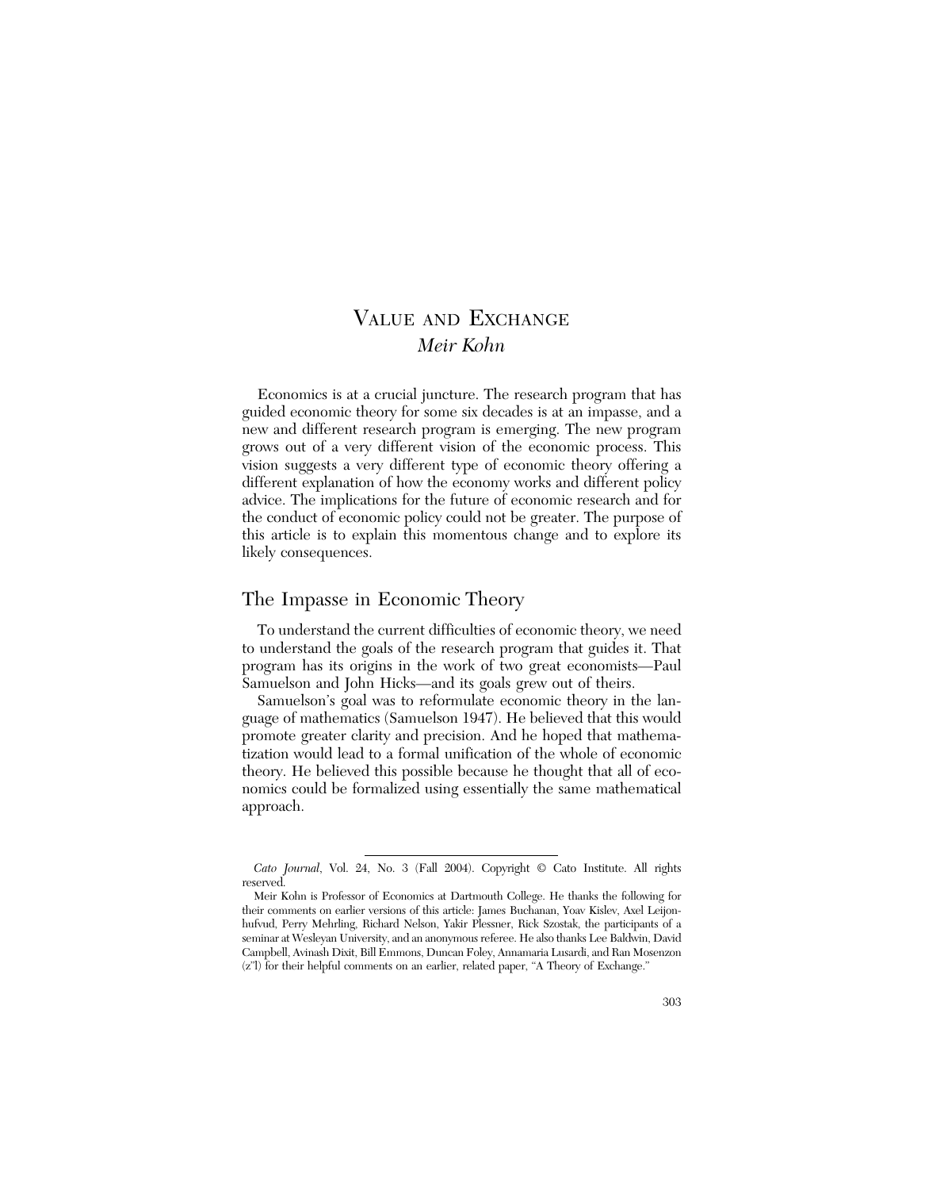# Value and Exchange

*Meir Kohn*

Economics is at a crucial juncture. The research program that has guided economic theory for some six decades is at an impasse, and a new and different research program is emerging. The new program grows out of a very different vision of the economic process. This vision suggests a very different type of economic theory offering a different explanation of how the economy works and different policy advice. The implications for the future of economic research and for the conduct of economic policy could not be greater. The purpose of this article is to explain this momentous change and to explore its likely consequences.

## The Impasse in Economic Theory

To understand the current difficulties of economic theory, we need to understand the goals of the research program that guides it. That program has its origins in the work of two great economists—Paul Samuelson and John Hicks—and its goals grew out of theirs.

Samuelson's goal was to reformulate economic theory in the language of mathematics (Samuelson 1947). He believed that this would promote greater clarity and precision. And he hoped that mathematization would lead to a formal unification of the whole of economic theory. He believed this possible because he thought that all of economics could be formalized using essentially the same mathematical approach.

---

*Cato Journal*, Vol. 24, No. 3 (Fall 2004). Copyright © Cato Institute. All rights reserved.

Meir Kohn is Professor of Economics at Dartmouth College. He thanks the following for their comments on earlier versions of this article: James Buchanan, Yoav Kislev, Axel Leijonhufvud, Perry Mehrling, Richard Nelson, Yakir Plessner, Rick Szostak, the participants of a seminar at Wesleyan University, and an anonymous referee. He also thanks Lee Baldwin, David Campbell, Avinash Dixit, Bill Emmons, Duncan Foley, Annamaria Lusardi, and Ran Mosenzon (z"l) for their helpful comments on an earlier, related paper, "A Theory of Exchange."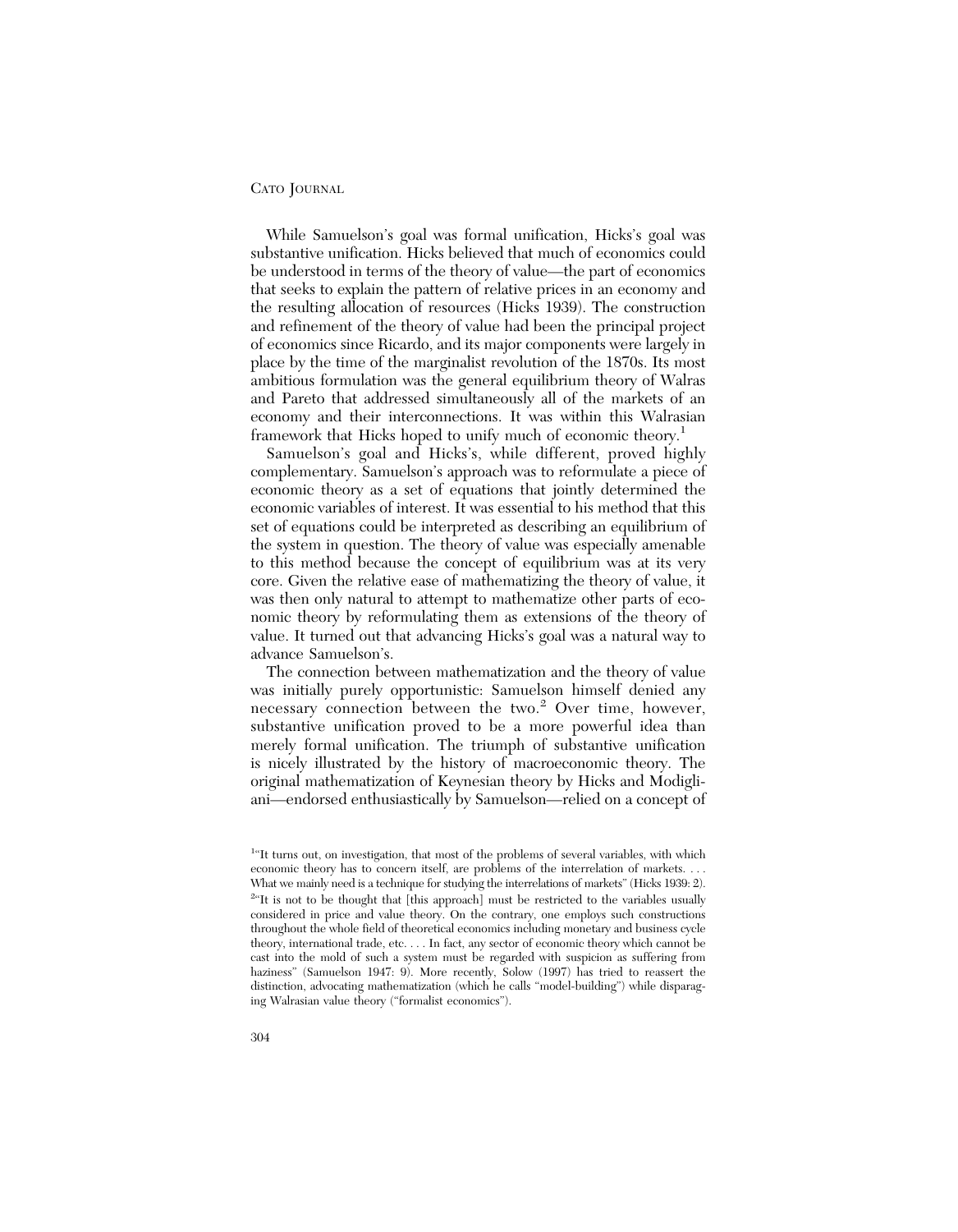While Samuelson's goal was formal unification, Hicks's goal was substantive unification. Hicks believed that much of economics could be understood in terms of the theory of value—the part of economics that seeks to explain the pattern of relative prices in an economy and the resulting allocation of resources (Hicks 1939). The construction and refinement of the theory of value had been the principal project of economics since Ricardo, and its major components were largely in place by the time of the marginalist revolution of the 1870s. Its most ambitious formulation was the general equilibrium theory of Walras and Pareto that addressed simultaneously all of the markets of an economy and their interconnections. It was within this Walrasian framework that Hicks hoped to unify much of economic theory.[1]

Samuelson's goal and Hicks's, while different, proved highly complementary. Samuelson's approach was to reformulate a piece of economic theory as a set of equations that jointly determined the economic variables of interest. It was essential to his method that this set of equations could be interpreted as describing an equilibrium of the system in question. The theory of value was especially amenable to this method because the concept of equilibrium was at its very core. Given the relative ease of mathematizing the theory of value, it was then only natural to attempt to mathematize other parts of economic theory by reformulating them as extensions of the theory of value. It turned out that advancing Hicks's goal was a natural way to advance Samuelson's.

The connection between mathematization and the theory of value was initially purely opportunistic: Samuelson himself denied any necessary connection between the two.[2] Over time, however, substantive unification proved to be a more powerful idea than merely formal unification. The triumph of substantive unification is nicely illustrated by the history of macroeconomic theory. The original mathematization of Keynesian theory by Hicks and Modigliani—endorsed enthusiastically by Samuelson—relied on a concept of

[1]"It turns out, on investigation, that most of the problems of several variables, with which economic theory has to concern itself, are problems of the interrelation of markets. . . . What we mainly need is a technique for studying the interrelations of markets" (Hicks 1939: 2).

[2]"It is not to be thought that [this approach] must be restricted to the variables usually considered in price and value theory. On the contrary, one employs such constructions throughout the whole field of theoretical economics including monetary and business cycle theory, international trade, etc. . . . In fact, any sector of economic theory which cannot be cast into the mold of such a system must be regarded with suspicion as suffering from haziness" (Samuelson 1947: 9). More recently, Solow (1997) has tried to reassert the distinction, advocating mathematization (which he calls "model-building") while disparaging Walrasian value theory ("formalist economics").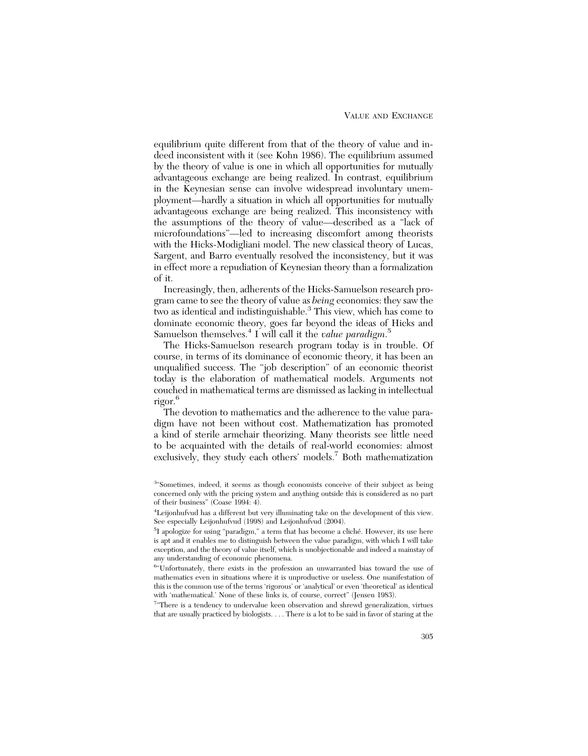equilibrium quite different from that of the theory of value and indeed inconsistent with it (see Kohn 1986). The equilibrium assumed by the theory of value is one in which all opportunities for mutually advantageous exchange are being realized. In contrast, equilibrium in the Keynesian sense can involve widespread involuntary unemployment—hardly a situation in which all opportunities for mutually advantageous exchange are being realized. This inconsistency with the assumptions of the theory of value—described as a "lack of microfoundations"—led to increasing discomfort among theorists with the Hicks-Modigliani model. The new classical theory of Lucas, Sargent, and Barro eventually resolved the inconsistency, but it was in effect more a repudiation of Keynesian theory than a formalization of it.

Increasingly, then, adherents of the Hicks-Samuelson research program came to see the theory of value as *being* economics: they saw the two as identical and indistinguishable.[3] This view, which has come to dominate economic theory, goes far beyond the ideas of Hicks and Samuelson themselves.[4] I will call it the *value paradigm*.[5]

The Hicks-Samuelson research program today is in trouble. Of course, in terms of its dominance of economic theory, it has been an unqualified success. The "job description" of an economic theorist today is the elaboration of mathematical models. Arguments not couched in mathematical terms are dismissed as lacking in intellectual rigor.[6]

The devotion to mathematics and the adherence to the value paradigm have not been without cost. Mathematization has promoted a kind of sterile armchair theorizing. Many theorists see little need to be acquainted with the details of real-world economies: almost exclusively, they study each others' models.[7] Both mathematization

[3]"Sometimes, indeed, it seems as though economists conceive of their subject as being concerned only with the pricing system and anything outside this is considered as no part of their business" (Coase 1994: 4).

[4]Leijonhufvud has a different but very illuminating take on the development of this view. See especially Leijonhufvud (1998) and Leijonhufvud (2004).

[5]I apologize for using "paradigm," a term that has become a cliché. However, its use here is apt and it enables me to distinguish between the value paradigm, with which I will take exception, and the theory of value itself, which is unobjectionable and indeed a mainstay of any understanding of economic phenomena.

[6]"Unfortunately, there exists in the profession an unwarranted bias toward the use of mathematics even in situations where it is unproductive or useless. One manifestation of this is the common use of the terms 'rigorous' or 'analytical' or even 'theoretical' as identical with 'mathematical.' None of these links is, of course, correct" (Jensen 1983).

[7]"There is a tendency to undervalue keen observation and shrewd generalization, virtues that are usually practiced by biologists. . . . There is a lot to be said in favor of staring at the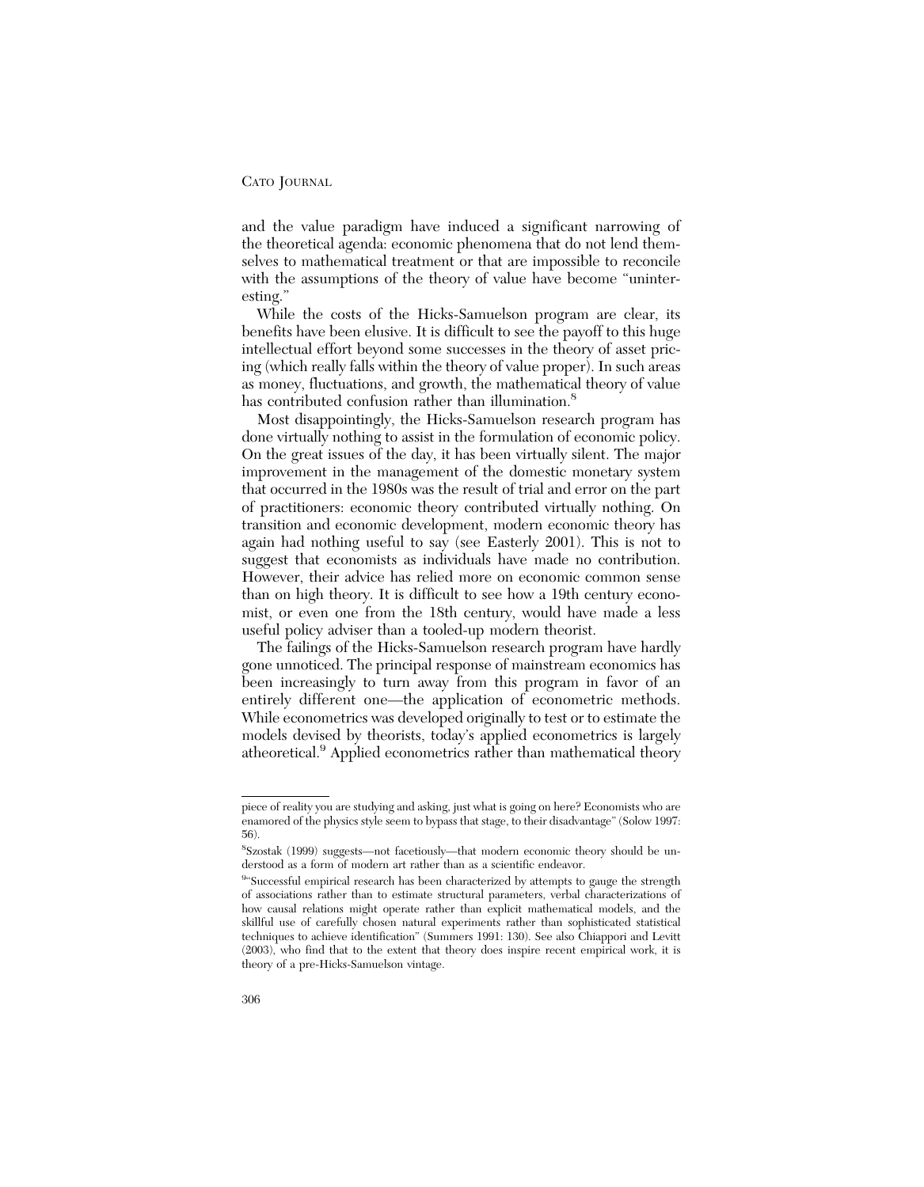and the value paradigm have induced a significant narrowing of the theoretical agenda: economic phenomena that do not lend themselves to mathematical treatment or that are impossible to reconcile with the assumptions of the theory of value have become "uninteresting."

While the costs of the Hicks-Samuelson program are clear, its benefits have been elusive. It is difficult to see the payoff to this huge intellectual effort beyond some successes in the theory of asset pricing (which really falls within the theory of value proper). In such areas as money, fluctuations, and growth, the mathematical theory of value has contributed confusion rather than illumination.[8]

Most disappointingly, the Hicks-Samuelson research program has done virtually nothing to assist in the formulation of economic policy. On the great issues of the day, it has been virtually silent. The major improvement in the management of the domestic monetary system that occurred in the 1980s was the result of trial and error on the part of practitioners: economic theory contributed virtually nothing. On transition and economic development, modern economic theory has again had nothing useful to say (see Easterly 2001). This is not to suggest that economists as individuals have made no contribution. However, their advice has relied more on economic common sense than on high theory. It is difficult to see how a 19th century economist, or even one from the 18th century, would have made a less useful policy adviser than a tooled-up modern theorist.

The failings of the Hicks-Samuelson research program have hardly gone unnoticed. The principal response of mainstream economics has been increasingly to turn away from this program in favor of an entirely different one—the application of econometric methods. While econometrics was developed originally to test or to estimate the models devised by theorists, today's applied econometrics is largely atheoretical.[9] Applied econometrics rather than mathematical theory

---

piece of reality you are studying and asking, just what is going on here? Economists who are enamored of the physics style seem to bypass that stage, to their disadvantage" (Solow 1997: 56).

[8]Szostak (1999) suggests—not facetiously—that modern economic theory should be understood as a form of modern art rather than as a scientific endeavor.

[9]"Successful empirical research has been characterized by attempts to gauge the strength of associations rather than to estimate structural parameters, verbal characterizations of how causal relations might operate rather than explicit mathematical models, and the skillful use of carefully chosen natural experiments rather than sophisticated statistical techniques to achieve identification" (Summers 1991: 130). See also Chiappori and Levitt (2003), who find that to the extent that theory does inspire recent empirical work, it is theory of a pre-Hicks-Samuelson vintage.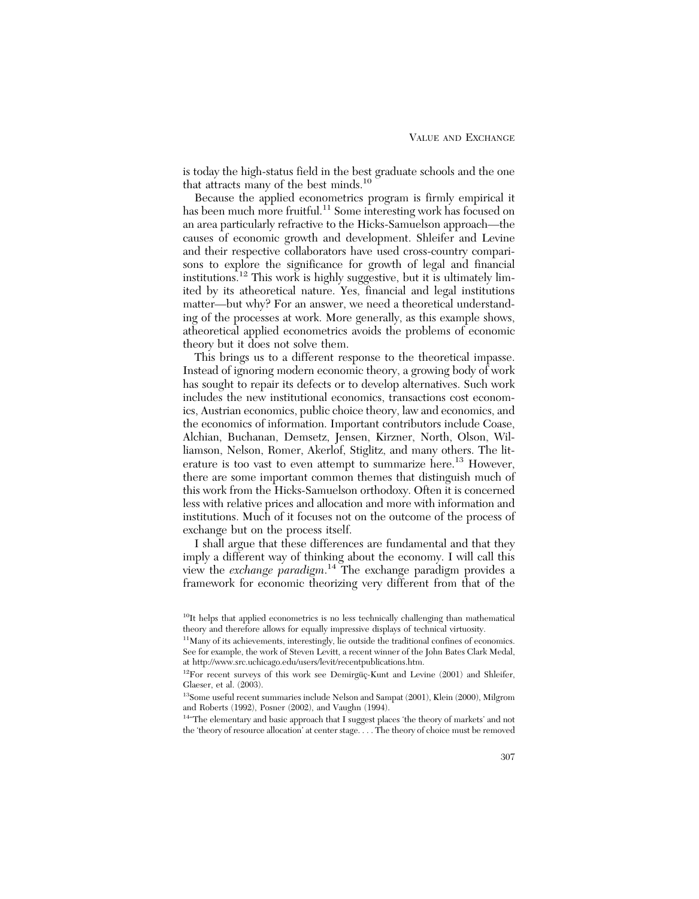is today the high-status field in the best graduate schools and the one that attracts many of the best minds.[10]

Because the applied econometrics program is firmly empirical it has been much more fruitful.[11] Some interesting work has focused on an area particularly refractive to the Hicks-Samuelson approach—the causes of economic growth and development. Shleifer and Levine and their respective collaborators have used cross-country comparisons to explore the significance for growth of legal and financial institutions.[12] This work is highly suggestive, but it is ultimately limited by its atheoretical nature. Yes, financial and legal institutions matter—but why? For an answer, we need a theoretical understanding of the processes at work. More generally, as this example shows, atheoretical applied econometrics avoids the problems of economic theory but it does not solve them.

This brings us to a different response to the theoretical impasse. Instead of ignoring modern economic theory, a growing body of work has sought to repair its defects or to develop alternatives. Such work includes the new institutional economics, transactions cost economics, Austrian economics, public choice theory, law and economics, and the economics of information. Important contributors include Coase, Alchian, Buchanan, Demsetz, Jensen, Kirzner, North, Olson, Williamson, Nelson, Romer, Akerlof, Stiglitz, and many others. The literature is too vast to even attempt to summarize here.[13] However, there are some important common themes that distinguish much of this work from the Hicks-Samuelson orthodoxy. Often it is concerned less with relative prices and allocation and more with information and institutions. Much of it focuses not on the outcome of the process of exchange but on the process itself.

I shall argue that these differences are fundamental and that they imply a different way of thinking about the economy. I will call this view the *exchange paradigm*.[14] The exchange paradigm provides a framework for economic theorizing very different from that of the

[10] It helps that applied econometrics is no less technically challenging than mathematical theory and therefore allows for equally impressive displays of technical virtuosity.

[11] Many of its achievements, interestingly, lie outside the traditional confines of economics. See for example, the work of Steven Levitt, a recent winner of the John Bates Clark Medal, at http://www.src.uchicago.edu/users/levit/recentpublications.htm.

[12] For recent surveys of this work see Demirgüç-Kunt and Levine (2001) and Shleifer, Glaeser, et al. (2003).

[13] Some useful recent summaries include Nelson and Sampat (2001), Klein (2000), Milgrom and Roberts (1992), Posner (2002), and Vaughn (1994).

[14] "The elementary and basic approach that I suggest places 'the theory of markets' and not the 'theory of resource allocation' at center stage. . . . The theory of choice must be removed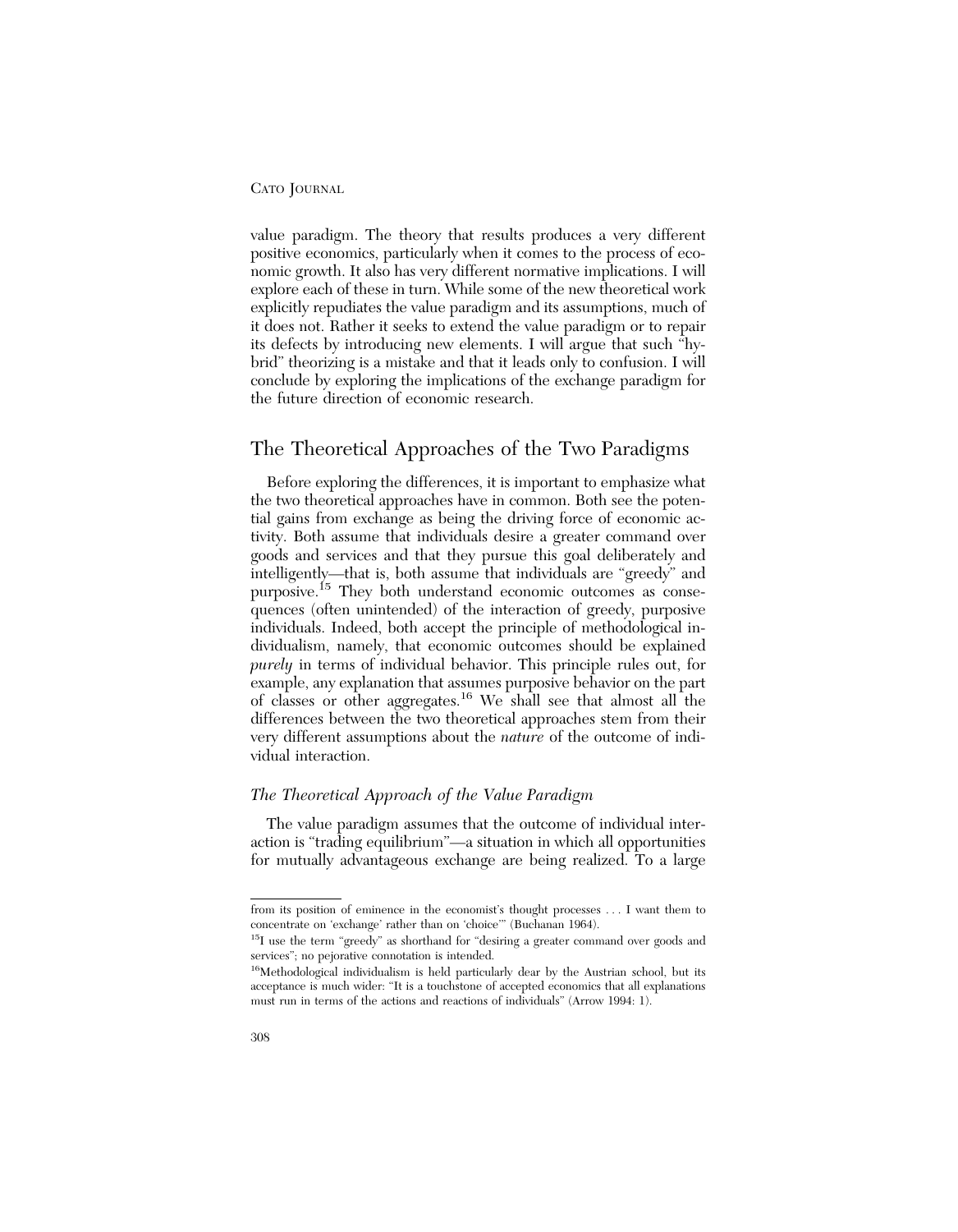value paradigm. The theory that results produces a very different positive economics, particularly when it comes to the process of economic growth. It also has very different normative implications. I will explore each of these in turn. While some of the new theoretical work explicitly repudiates the value paradigm and its assumptions, much of it does not. Rather it seeks to extend the value paradigm or to repair its defects by introducing new elements. I will argue that such "hybrid" theorizing is a mistake and that it leads only to confusion. I will conclude by exploring the implications of the exchange paradigm for the future direction of economic research.

## The Theoretical Approaches of the Two Paradigms

Before exploring the differences, it is important to emphasize what the two theoretical approaches have in common. Both see the potential gains from exchange as being the driving force of economic activity. Both assume that individuals desire a greater command over goods and services and that they pursue this goal deliberately and intelligently—that is, both assume that individuals are "greedy" and purposive.[15] They both understand economic outcomes as consequences (often unintended) of the interaction of greedy, purposive individuals. Indeed, both accept the principle of methodological individualism, namely, that economic outcomes should be explained *purely* in terms of individual behavior. This principle rules out, for example, any explanation that assumes purposive behavior on the part of classes or other aggregates.[16] We shall see that almost all the differences between the two theoretical approaches stem from their very different assumptions about the *nature* of the outcome of individual interaction.

### *The Theoretical Approach of the Value Paradigm*

The value paradigm assumes that the outcome of individual interaction is "trading equilibrium"—a situation in which all opportunities for mutually advantageous exchange are being realized. To a large

---

from its position of eminence in the economist's thought processes . . . I want them to concentrate on 'exchange' rather than on 'choice'" (Buchanan 1964).

[15] I use the term "greedy" as shorthand for "desiring a greater command over goods and services"; no pejorative connotation is intended.

[16] Methodological individualism is held particularly dear by the Austrian school, but its acceptance is much wider: "It is a touchstone of accepted economics that all explanations must run in terms of the actions and reactions of individuals" (Arrow 1994: 1).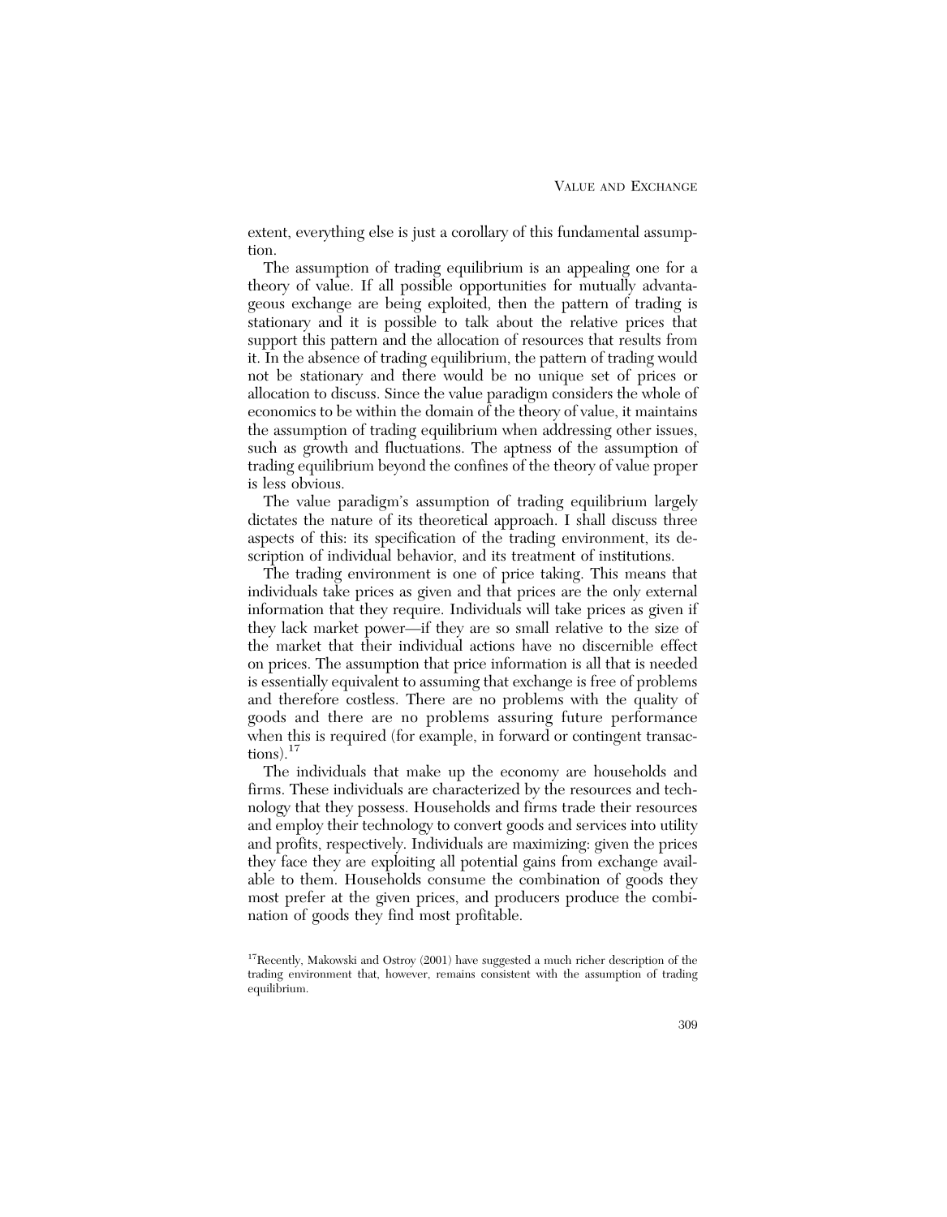extent, everything else is just a corollary of this fundamental assumption.

The assumption of trading equilibrium is an appealing one for a theory of value. If all possible opportunities for mutually advantageous exchange are being exploited, then the pattern of trading is stationary and it is possible to talk about the relative prices that support this pattern and the allocation of resources that results from it. In the absence of trading equilibrium, the pattern of trading would not be stationary and there would be no unique set of prices or allocation to discuss. Since the value paradigm considers the whole of economics to be within the domain of the theory of value, it maintains the assumption of trading equilibrium when addressing other issues, such as growth and fluctuations. The aptness of the assumption of trading equilibrium beyond the confines of the theory of value proper is less obvious.

The value paradigm's assumption of trading equilibrium largely dictates the nature of its theoretical approach. I shall discuss three aspects of this: its specification of the trading environment, its description of individual behavior, and its treatment of institutions.

The trading environment is one of price taking. This means that individuals take prices as given and that prices are the only external information that they require. Individuals will take prices as given if they lack market power—if they are so small relative to the size of the market that their individual actions have no discernible effect on prices. The assumption that price information is all that is needed is essentially equivalent to assuming that exchange is free of problems and therefore costless. There are no problems with the quality of goods and there are no problems assuring future performance when this is required (for example, in forward or contingent transactions).[17]

The individuals that make up the economy are households and firms. These individuals are characterized by the resources and technology that they possess. Households and firms trade their resources and employ their technology to convert goods and services into utility and profits, respectively. Individuals are maximizing: given the prices they face they are exploiting all potential gains from exchange available to them. Households consume the combination of goods they most prefer at the given prices, and producers produce the combination of goods they find most profitable.

[17] Recently, Makowski and Ostroy (2001) have suggested a much richer description of the trading environment that, however, remains consistent with the assumption of trading equilibrium.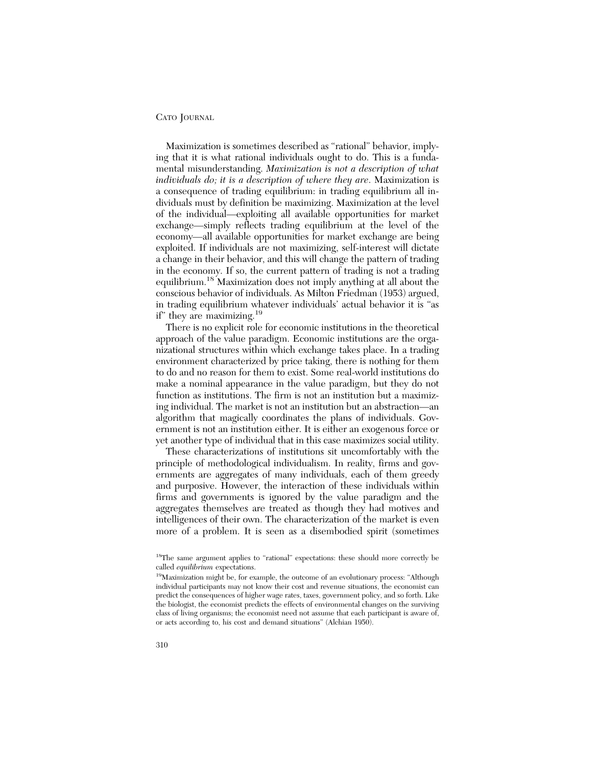Maximization is sometimes described as "rational" behavior, implying that it is what rational individuals ought to do. This is a fundamental misunderstanding. *Maximization is not a description of what individuals do; it is a description of where they are*. Maximization is a consequence of trading equilibrium: in trading equilibrium all individuals must by definition be maximizing. Maximization at the level of the individual—exploiting all available opportunities for market exchange—simply reflects trading equilibrium at the level of the economy—all available opportunities for market exchange are being exploited. If individuals are not maximizing, self-interest will dictate a change in their behavior, and this will change the pattern of trading in the economy. If so, the current pattern of trading is not a trading equilibrium.[18] Maximization does not imply anything at all about the conscious behavior of individuals. As Milton Friedman (1953) argued, in trading equilibrium whatever individuals' actual behavior it is "as if" they are maximizing.[19]

There is no explicit role for economic institutions in the theoretical approach of the value paradigm. Economic institutions are the organizational structures within which exchange takes place. In a trading environment characterized by price taking, there is nothing for them to do and no reason for them to exist. Some real-world institutions do make a nominal appearance in the value paradigm, but they do not function as institutions. The firm is not an institution but a maximizing individual. The market is not an institution but an abstraction—an algorithm that magically coordinates the plans of individuals. Government is not an institution either. It is either an exogenous force or yet another type of individual that in this case maximizes social utility.

These characterizations of institutions sit uncomfortably with the principle of methodological individualism. In reality, firms and governments are aggregates of many individuals, each of them greedy and purposive. However, the interaction of these individuals within firms and governments is ignored by the value paradigm and the aggregates themselves are treated as though they had motives and intelligences of their own. The characterization of the market is even more of a problem. It is seen as a disembodied spirit (sometimes

[18]The same argument applies to "rational" expectations: these should more correctly be called *equilibrium* expectations.

[19]Maximization might be, for example, the outcome of an evolutionary process: "Although individual participants may not know their cost and revenue situations, the economist can predict the consequences of higher wage rates, taxes, government policy, and so forth. Like the biologist, the economist predicts the effects of environmental changes on the surviving class of living organisms; the economist need not assume that each participant is aware of, or acts according to, his cost and demand situations" (Alchian 1950).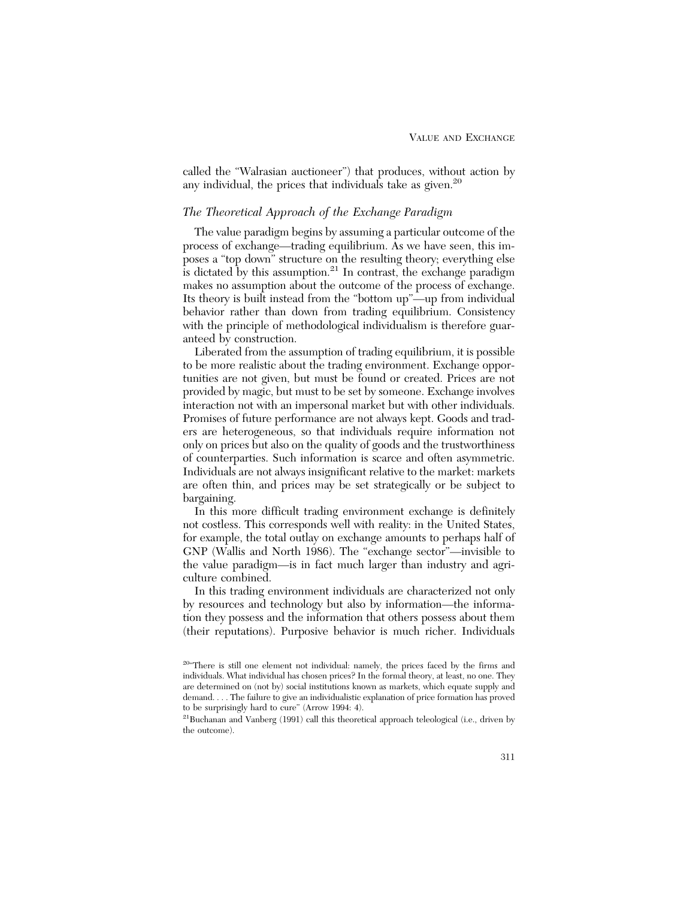called the "Walrasian auctioneer") that produces, without action by any individual, the prices that individuals take as given.[20]

### *The Theoretical Approach of the Exchange Paradigm*

The value paradigm begins by assuming a particular outcome of the process of exchange—trading equilibrium. As we have seen, this imposes a "top down" structure on the resulting theory; everything else is dictated by this assumption.[21] In contrast, the exchange paradigm makes no assumption about the outcome of the process of exchange. Its theory is built instead from the "bottom up"—up from individual behavior rather than down from trading equilibrium. Consistency with the principle of methodological individualism is therefore guaranteed by construction.

Liberated from the assumption of trading equilibrium, it is possible to be more realistic about the trading environment. Exchange opportunities are not given, but must be found or created. Prices are not provided by magic, but must to be set by someone. Exchange involves interaction not with an impersonal market but with other individuals. Promises of future performance are not always kept. Goods and traders are heterogeneous, so that individuals require information not only on prices but also on the quality of goods and the trustworthiness of counterparties. Such information is scarce and often asymmetric. Individuals are not always insignificant relative to the market: markets are often thin, and prices may be set strategically or be subject to bargaining.

In this more difficult trading environment exchange is definitely not costless. This corresponds well with reality: in the United States, for example, the total outlay on exchange amounts to perhaps half of GNP (Wallis and North 1986). The "exchange sector"—invisible to the value paradigm—is in fact much larger than industry and agriculture combined.

In this trading environment individuals are characterized not only by resources and technology but also by information—the information they possess and the information that others possess about them (their reputations). Purposive behavior is much richer. Individuals

[20] "There is still one element not individual: namely, the prices faced by the firms and individuals. What individual has chosen prices? In the formal theory, at least, no one. They are determined on (not by) social institutions known as markets, which equate supply and demand. . . . The failure to give an individualistic explanation of price formation has proved to be surprisingly hard to cure" (Arrow 1994: 4).

[21] Buchanan and Vanberg (1991) call this theoretical approach teleological (i.e., driven by the outcome).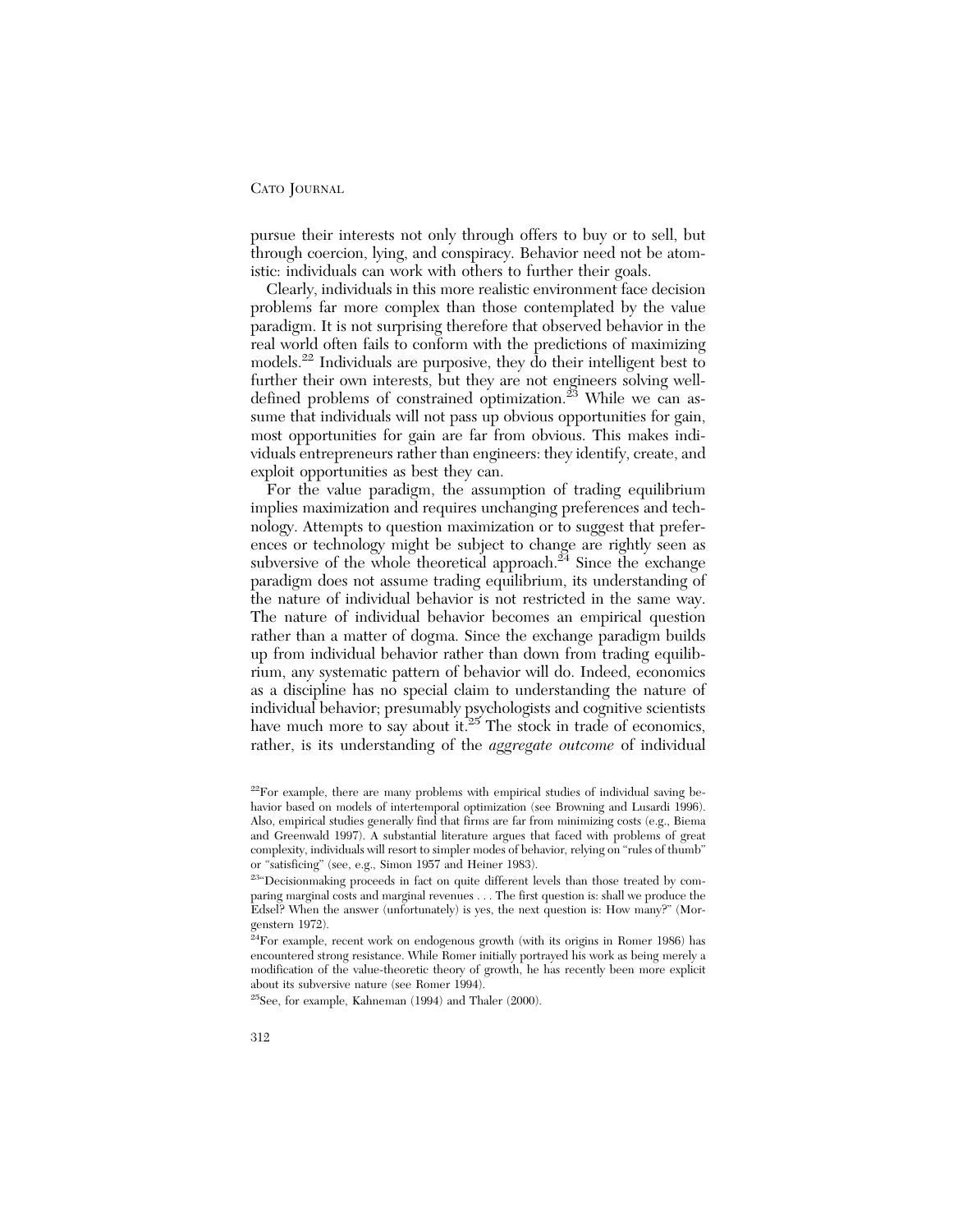pursue their interests not only through offers to buy or to sell, but through coercion, lying, and conspiracy. Behavior need not be atomistic: individuals can work with others to further their goals.

Clearly, individuals in this more realistic environment face decision problems far more complex than those contemplated by the value paradigm. It is not surprising therefore that observed behavior in the real world often fails to conform with the predictions of maximizing models.[22] Individuals are purposive, they do their intelligent best to further their own interests, but they are not engineers solving well-defined problems of constrained optimization.[23] While we can assume that individuals will not pass up obvious opportunities for gain, most opportunities for gain are far from obvious. This makes individuals entrepreneurs rather than engineers: they identify, create, and exploit opportunities as best they can.

For the value paradigm, the assumption of trading equilibrium implies maximization and requires unchanging preferences and technology. Attempts to question maximization or to suggest that preferences or technology might be subject to change are rightly seen as subversive of the whole theoretical approach.[24] Since the exchange paradigm does not assume trading equilibrium, its understanding of the nature of individual behavior is not restricted in the same way. The nature of individual behavior becomes an empirical question rather than a matter of dogma. Since the exchange paradigm builds up from individual behavior rather than down from trading equilibrium, any systematic pattern of behavior will do. Indeed, economics as a discipline has no special claim to understanding the nature of individual behavior; presumably psychologists and cognitive scientists have much more to say about it.[25] The stock in trade of economics, rather, is its understanding of the *aggregate outcome* of individual

---

[22]For example, there are many problems with empirical studies of individual saving behavior based on models of intertemporal optimization (see Browning and Lusardi 1996). Also, empirical studies generally find that firms are far from minimizing costs (e.g., Biema and Greenwald 1997). A substantial literature argues that faced with problems of great complexity, individuals will resort to simpler modes of behavior, relying on "rules of thumb" or "satisficing" (see, e.g., Simon 1957 and Heiner 1983).

[23]"Decisionmaking proceeds in fact on quite different levels than those treated by comparing marginal costs and marginal revenues . . . The first question is: shall we produce the Edsel? When the answer (unfortunately) is yes, the next question is: How many?" (Morgenstern 1972).

[24]For example, recent work on endogenous growth (with its origins in Romer 1986) has encountered strong resistance. While Romer initially portrayed his work as being merely a modification of the value-theoretic theory of growth, he has recently been more explicit about its subversive nature (see Romer 1994).

[25]See, for example, Kahneman (1994) and Thaler (2000).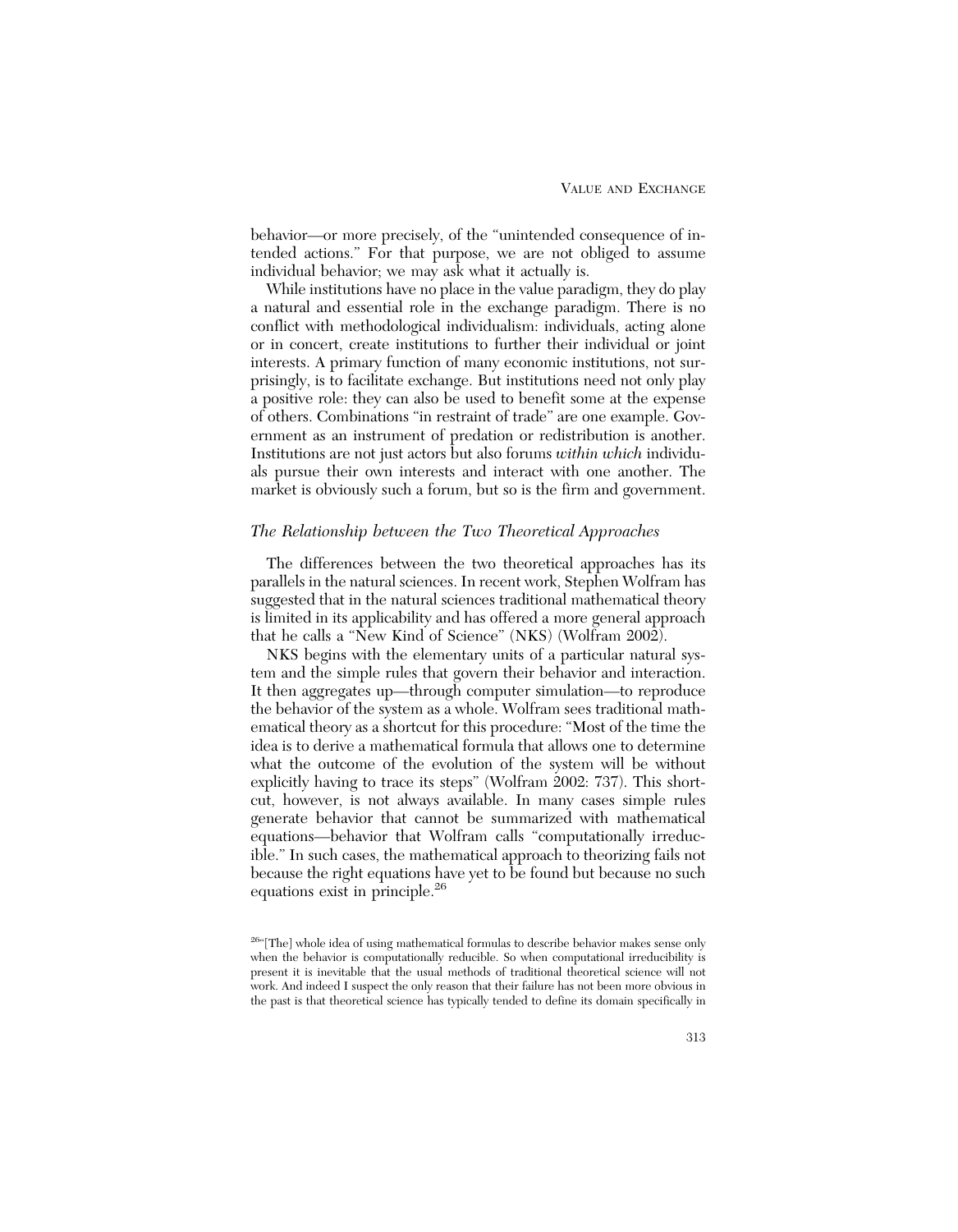behavior—or more precisely, of the "unintended consequence of intended actions." For that purpose, we are not obliged to assume individual behavior; we may ask what it actually is.

While institutions have no place in the value paradigm, they do play a natural and essential role in the exchange paradigm. There is no conflict with methodological individualism: individuals, acting alone or in concert, create institutions to further their individual or joint interests. A primary function of many economic institutions, not surprisingly, is to facilitate exchange. But institutions need not only play a positive role: they can also be used to benefit some at the expense of others. Combinations "in restraint of trade" are one example. Government as an instrument of predation or redistribution is another. Institutions are not just actors but also forums *within which* individuals pursue their own interests and interact with one another. The market is obviously such a forum, but so is the firm and government.

### *The Relationship between the Two Theoretical Approaches*

The differences between the two theoretical approaches has its parallels in the natural sciences. In recent work, Stephen Wolfram has suggested that in the natural sciences traditional mathematical theory is limited in its applicability and has offered a more general approach that he calls a "New Kind of Science" (NKS) (Wolfram 2002).

NKS begins with the elementary units of a particular natural system and the simple rules that govern their behavior and interaction. It then aggregates up—through computer simulation—to reproduce the behavior of the system as a whole. Wolfram sees traditional mathematical theory as a shortcut for this procedure: "Most of the time the idea is to derive a mathematical formula that allows one to determine what the outcome of the evolution of the system will be without explicitly having to trace its steps" (Wolfram 2002: 737). This shortcut, however, is not always available. In many cases simple rules generate behavior that cannot be summarized with mathematical equations—behavior that Wolfram calls "computationally irreducible." In such cases, the mathematical approach to theorizing fails not because the right equations have yet to be found but because no such equations exist in principle.[26]

[26]"[The] whole idea of using mathematical formulas to describe behavior makes sense only when the behavior is computationally reducible. So when computational irreducibility is present it is inevitable that the usual methods of traditional theoretical science will not work. And indeed I suspect the only reason that their failure has not been more obvious in the past is that theoretical science has typically tended to define its domain specifically in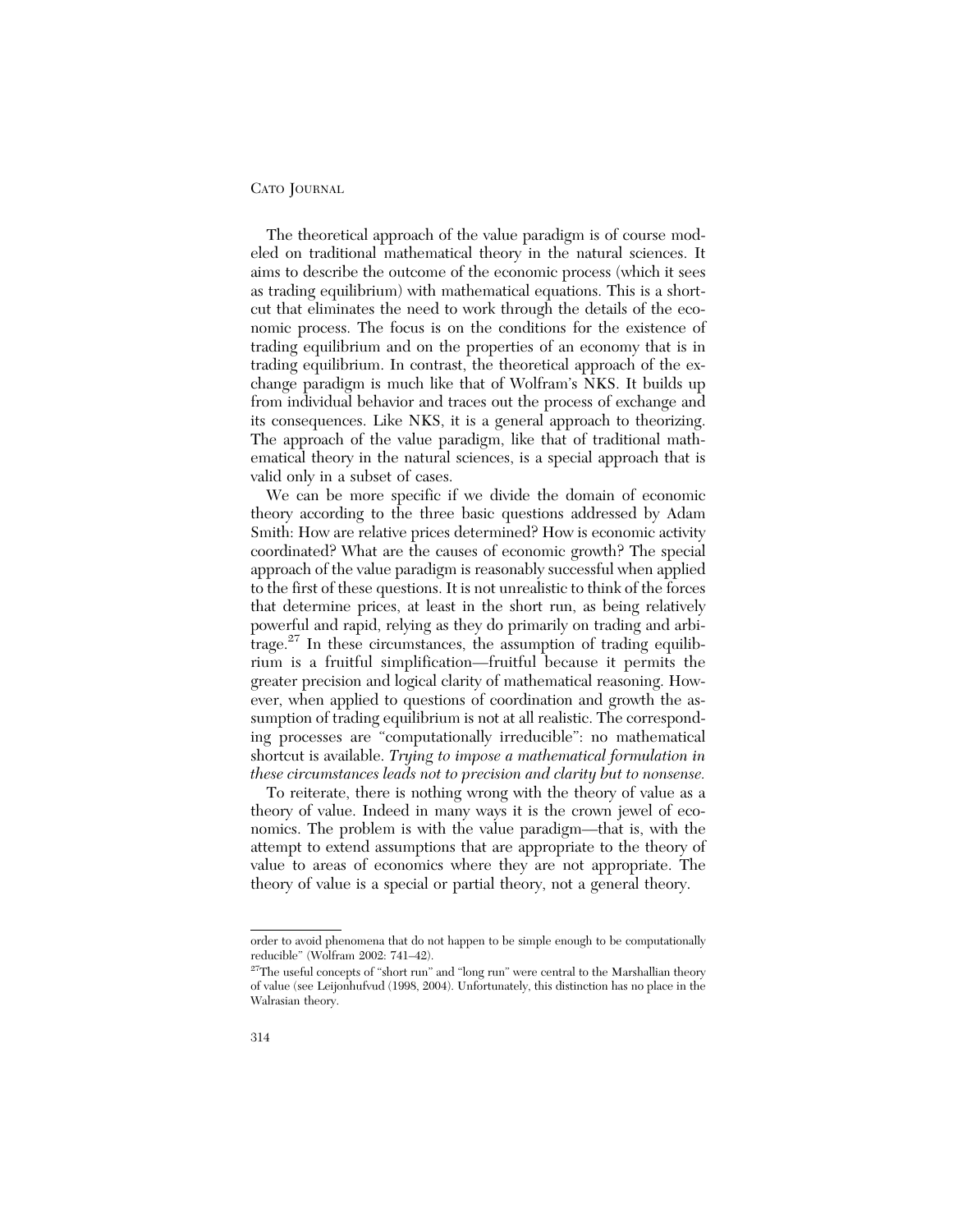The theoretical approach of the value paradigm is of course modeled on traditional mathematical theory in the natural sciences. It aims to describe the outcome of the economic process (which it sees as trading equilibrium) with mathematical equations. This is a shortcut that eliminates the need to work through the details of the economic process. The focus is on the conditions for the existence of trading equilibrium and on the properties of an economy that is in trading equilibrium. In contrast, the theoretical approach of the exchange paradigm is much like that of Wolfram's NKS. It builds up from individual behavior and traces out the process of exchange and its consequences. Like NKS, it is a general approach to theorizing. The approach of the value paradigm, like that of traditional mathematical theory in the natural sciences, is a special approach that is valid only in a subset of cases.

We can be more specific if we divide the domain of economic theory according to the three basic questions addressed by Adam Smith: How are relative prices determined? How is economic activity coordinated? What are the causes of economic growth? The special approach of the value paradigm is reasonably successful when applied to the first of these questions. It is not unrealistic to think of the forces that determine prices, at least in the short run, as being relatively powerful and rapid, relying as they do primarily on trading and arbitrage.[27] In these circumstances, the assumption of trading equilibrium is a fruitful simplification—fruitful because it permits the greater precision and logical clarity of mathematical reasoning. However, when applied to questions of coordination and growth the assumption of trading equilibrium is not at all realistic. The corresponding processes are "computationally irreducible": no mathematical shortcut is available. *Trying to impose a mathematical formulation in these circumstances leads not to precision and clarity but to nonsense.*

To reiterate, there is nothing wrong with the theory of value as a theory of value. Indeed in many ways it is the crown jewel of economics. The problem is with the value paradigm—that is, with the attempt to extend assumptions that are appropriate to the theory of value to areas of economics where they are not appropriate. The theory of value is a special or partial theory, not a general theory.

---

order to avoid phenomena that do not happen to be simple enough to be computationally reducible" (Wolfram 2002: 741–42).

[27]The useful concepts of "short run" and "long run" were central to the Marshallian theory of value (see Leijonhufvud (1998, 2004). Unfortunately, this distinction has no place in the Walrasian theory.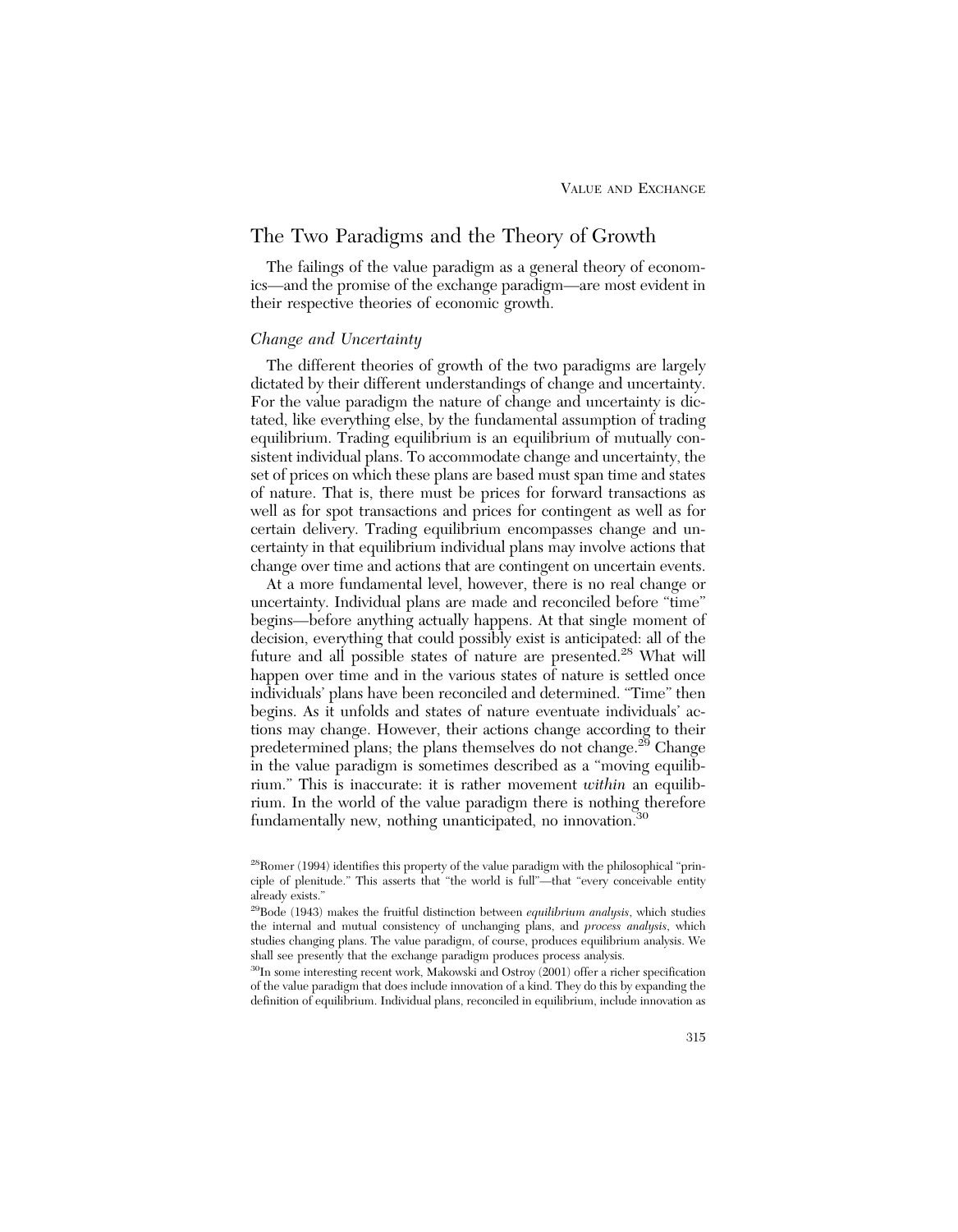## The Two Paradigms and the Theory of Growth

The failings of the value paradigm as a general theory of economics—and the promise of the exchange paradigm—are most evident in their respective theories of economic growth.

### *Change and Uncertainty*

The different theories of growth of the two paradigms are largely dictated by their different understandings of change and uncertainty. For the value paradigm the nature of change and uncertainty is dictated, like everything else, by the fundamental assumption of trading equilibrium. Trading equilibrium is an equilibrium of mutually consistent individual plans. To accommodate change and uncertainty, the set of prices on which these plans are based must span time and states of nature. That is, there must be prices for forward transactions as well as for spot transactions and prices for contingent as well as for certain delivery. Trading equilibrium encompasses change and uncertainty in that equilibrium individual plans may involve actions that change over time and actions that are contingent on uncertain events.

At a more fundamental level, however, there is no real change or uncertainty. Individual plans are made and reconciled before "time" begins—before anything actually happens. At that single moment of decision, everything that could possibly exist is anticipated: all of the future and all possible states of nature are presented.[28] What will happen over time and in the various states of nature is settled once individuals' plans have been reconciled and determined. "Time" then begins. As it unfolds and states of nature eventuate individuals' actions may change. However, their actions change according to their predetermined plans; the plans themselves do not change.[29] Change in the value paradigm is sometimes described as a "moving equilibrium." This is inaccurate: it is rather movement *within* an equilibrium. In the world of the value paradigm there is nothing therefore fundamentally new, nothing unanticipated, no innovation.[30]

[28]Romer (1994) identifies this property of the value paradigm with the philosophical "principle of plenitude." This asserts that "the world is full"—that "every conceivable entity already exists."

[29]Bode (1943) makes the fruitful distinction between *equilibrium analysis*, which studies the internal and mutual consistency of unchanging plans, and *process analysis*, which studies changing plans. The value paradigm, of course, produces equilibrium analysis. We shall see presently that the exchange paradigm produces process analysis.

[30]In some interesting recent work, Makowski and Ostroy (2001) offer a richer specification of the value paradigm that does include innovation of a kind. They do this by expanding the definition of equilibrium. Individual plans, reconciled in equilibrium, include innovation as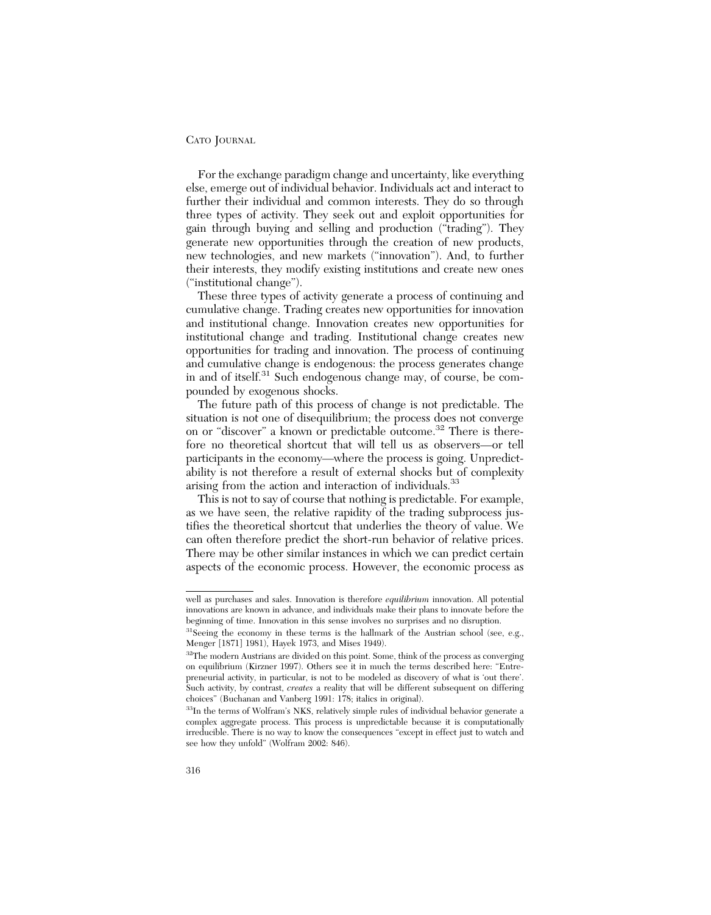For the exchange paradigm change and uncertainty, like everything else, emerge out of individual behavior. Individuals act and interact to further their individual and common interests. They do so through three types of activity. They seek out and exploit opportunities for gain through buying and selling and production ("trading"). They generate new opportunities through the creation of new products, new technologies, and new markets ("innovation"). And, to further their interests, they modify existing institutions and create new ones ("institutional change").

These three types of activity generate a process of continuing and cumulative change. Trading creates new opportunities for innovation and institutional change. Innovation creates new opportunities for institutional change and trading. Institutional change creates new opportunities for trading and innovation. The process of continuing and cumulative change is endogenous: the process generates change in and of itself.[31] Such endogenous change may, of course, be compounded by exogenous shocks.

The future path of this process of change is not predictable. The situation is not one of disequilibrium; the process does not converge on or "discover" a known or predictable outcome.[32] There is therefore no theoretical shortcut that will tell us as observers—or tell participants in the economy—where the process is going. Unpredictability is not therefore a result of external shocks but of complexity arising from the action and interaction of individuals.[33]

This is not to say of course that nothing is predictable. For example, as we have seen, the relative rapidity of the trading subprocess justifies the theoretical shortcut that underlies the theory of value. We can often therefore predict the short-run behavior of relative prices. There may be other similar instances in which we can predict certain aspects of the economic process. However, the economic process as

---

well as purchases and sales. Innovation is therefore *equilibrium* innovation. All potential innovations are known in advance, and individuals make their plans to innovate before the beginning of time. Innovation in this sense involves no surprises and no disruption.

[31] Seeing the economy in these terms is the hallmark of the Austrian school (see, e.g., Menger [1871] 1981), Hayek 1973, and Mises 1949).

[32] The modern Austrians are divided on this point. Some, think of the process as converging on equilibrium (Kirzner 1997). Others see it in much the terms described here: "Entrepreneurial activity, in particular, is not to be modeled as discovery of what is 'out there'. Such activity, by contrast, *creates* a reality that will be different subsequent on differing choices" (Buchanan and Vanberg 1991: 178; italics in original).

[33] In the terms of Wolfram's NKS, relatively simple rules of individual behavior generate a complex aggregate process. This process is unpredictable because it is computationally irreducible. There is no way to know the consequences "except in effect just to watch and see how they unfold" (Wolfram 2002: 846).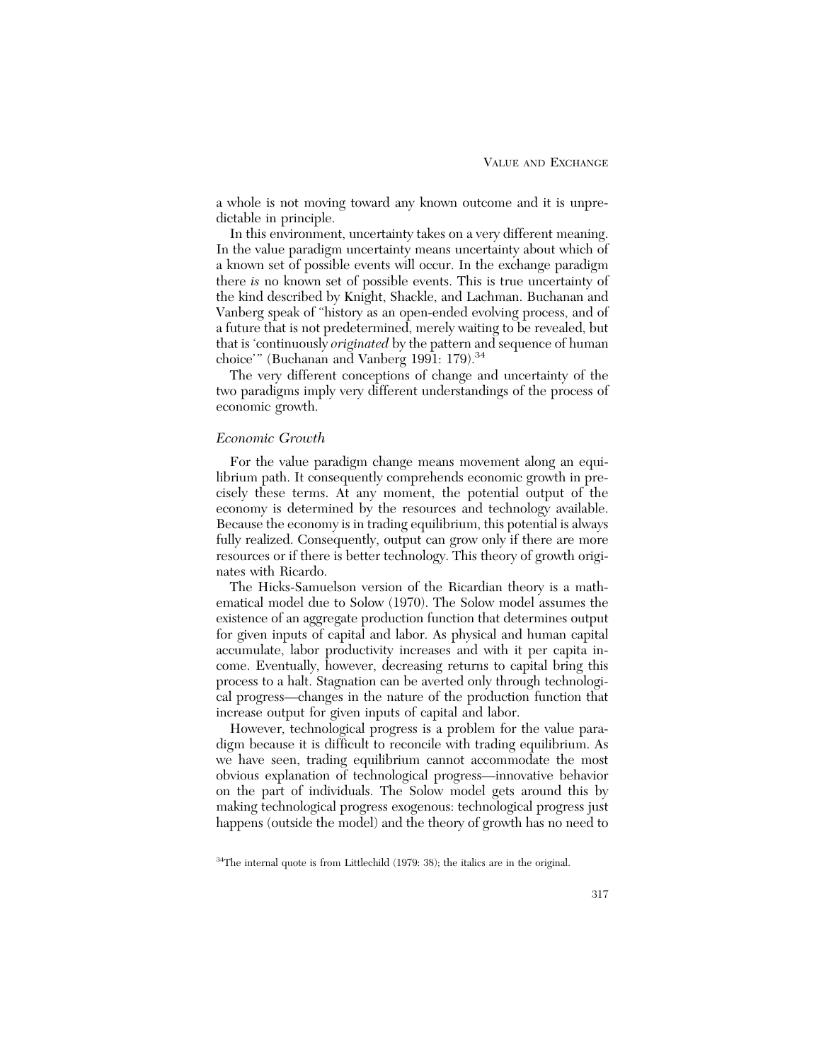a whole is not moving toward any known outcome and it is unpredictable in principle.

In this environment, uncertainty takes on a very different meaning. In the value paradigm uncertainty means uncertainty about which of a known set of possible events will occur. In the exchange paradigm there *is* no known set of possible events. This is true uncertainty of the kind described by Knight, Shackle, and Lachman. Buchanan and Vanberg speak of "history as an open-ended evolving process, and of a future that is not predetermined, merely waiting to be revealed, but that is 'continuously *originated* by the pattern and sequence of human choice'" (Buchanan and Vanberg 1991: 179).[34]

The very different conceptions of change and uncertainty of the two paradigms imply very different understandings of the process of economic growth.

### *Economic Growth*

For the value paradigm change means movement along an equilibrium path. It consequently comprehends economic growth in precisely these terms. At any moment, the potential output of the economy is determined by the resources and technology available. Because the economy is in trading equilibrium, this potential is always fully realized. Consequently, output can grow only if there are more resources or if there is better technology. This theory of growth originates with Ricardo.

The Hicks-Samuelson version of the Ricardian theory is a mathematical model due to Solow (1970). The Solow model assumes the existence of an aggregate production function that determines output for given inputs of capital and labor. As physical and human capital accumulate, labor productivity increases and with it per capita income. Eventually, however, decreasing returns to capital bring this process to a halt. Stagnation can be averted only through technological progress—changes in the nature of the production function that increase output for given inputs of capital and labor.

However, technological progress is a problem for the value paradigm because it is difficult to reconcile with trading equilibrium. As we have seen, trading equilibrium cannot accommodate the most obvious explanation of technological progress—innovative behavior on the part of individuals. The Solow model gets around this by making technological progress exogenous: technological progress just happens (outside the model) and the theory of growth has no need to

[34]The internal quote is from Littlechild (1979: 38); the italics are in the original.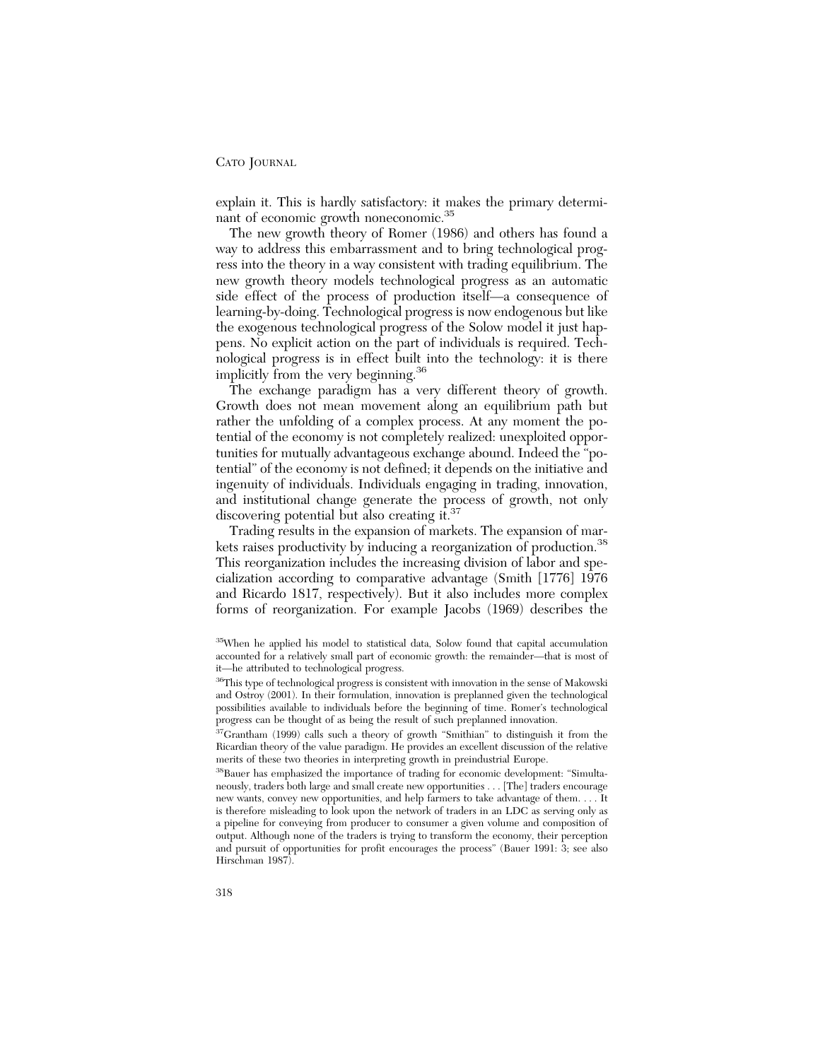explain it. This is hardly satisfactory: it makes the primary determinant of economic growth noneconomic.[35]

The new growth theory of Romer (1986) and others has found a way to address this embarrassment and to bring technological progress into the theory in a way consistent with trading equilibrium. The new growth theory models technological progress as an automatic side effect of the process of production itself—a consequence of learning-by-doing. Technological progress is now endogenous but like the exogenous technological progress of the Solow model it just happens. No explicit action on the part of individuals is required. Technological progress is in effect built into the technology: it is there implicitly from the very beginning.[36]

The exchange paradigm has a very different theory of growth. Growth does not mean movement along an equilibrium path but rather the unfolding of a complex process. At any moment the potential of the economy is not completely realized: unexploited opportunities for mutually advantageous exchange abound. Indeed the "potential" of the economy is not defined; it depends on the initiative and ingenuity of individuals. Individuals engaging in trading, innovation, and institutional change generate the process of growth, not only discovering potential but also creating it.[37]

Trading results in the expansion of markets. The expansion of markets raises productivity by inducing a reorganization of production.[38] This reorganization includes the increasing division of labor and specialization according to comparative advantage (Smith [1776] 1976 and Ricardo 1817, respectively). But it also includes more complex forms of reorganization. For example Jacobs (1969) describes the

[35]When he applied his model to statistical data, Solow found that capital accumulation accounted for a relatively small part of economic growth: the remainder—that is most of it—he attributed to technological progress.

[36]This type of technological progress is consistent with innovation in the sense of Makowski and Ostroy (2001). In their formulation, innovation is preplanned given the technological possibilities available to individuals before the beginning of time. Romer's technological progress can be thought of as being the result of such preplanned innovation.

[37]Grantham (1999) calls such a theory of growth "Smithian" to distinguish it from the Ricardian theory of the value paradigm. He provides an excellent discussion of the relative merits of these two theories in interpreting growth in preindustrial Europe.

[38]Bauer has emphasized the importance of trading for economic development: "Simultaneously, traders both large and small create new opportunities . . . [The] traders encourage new wants, convey new opportunities, and help farmers to take advantage of them. . . . It is therefore misleading to look upon the network of traders in an LDC as serving only as a pipeline for conveying from producer to consumer a given volume and composition of output. Although none of the traders is trying to transform the economy, their perception and pursuit of opportunities for profit encourages the process" (Bauer 1991: 3; see also Hirschman 1987).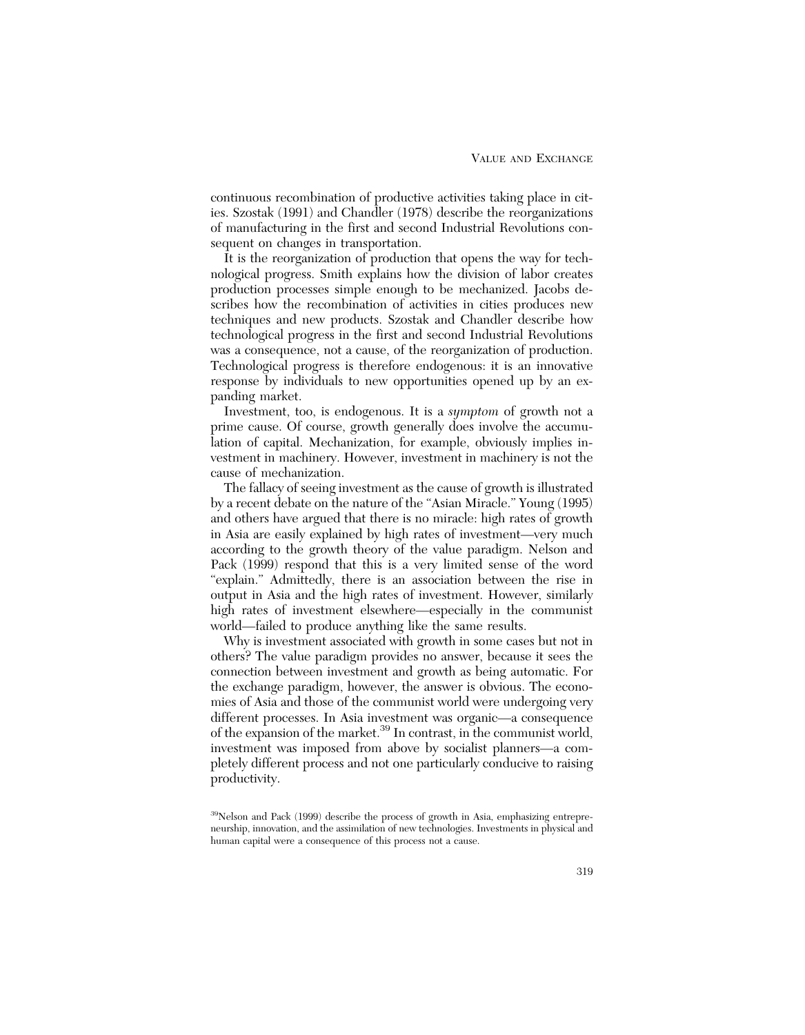continuous recombination of productive activities taking place in cities. Szostak (1991) and Chandler (1978) describe the reorganizations of manufacturing in the first and second Industrial Revolutions consequent on changes in transportation.

It is the reorganization of production that opens the way for technological progress. Smith explains how the division of labor creates production processes simple enough to be mechanized. Jacobs describes how the recombination of activities in cities produces new techniques and new products. Szostak and Chandler describe how technological progress in the first and second Industrial Revolutions was a consequence, not a cause, of the reorganization of production. Technological progress is therefore endogenous: it is an innovative response by individuals to new opportunities opened up by an expanding market.

Investment, too, is endogenous. It is a *symptom* of growth not a prime cause. Of course, growth generally does involve the accumulation of capital. Mechanization, for example, obviously implies investment in machinery. However, investment in machinery is not the cause of mechanization.

The fallacy of seeing investment as the cause of growth is illustrated by a recent debate on the nature of the "Asian Miracle." Young (1995) and others have argued that there is no miracle: high rates of growth in Asia are easily explained by high rates of investment—very much according to the growth theory of the value paradigm. Nelson and Pack (1999) respond that this is a very limited sense of the word "explain." Admittedly, there is an association between the rise in output in Asia and the high rates of investment. However, similarly high rates of investment elsewhere—especially in the communist world—failed to produce anything like the same results.

Why is investment associated with growth in some cases but not in others? The value paradigm provides no answer, because it sees the connection between investment and growth as being automatic. For the exchange paradigm, however, the answer is obvious. The economies of Asia and those of the communist world were undergoing very different processes. In Asia investment was organic—a consequence of the expansion of the market.[39] In contrast, in the communist world, investment was imposed from above by socialist planners—a completely different process and not one particularly conducive to raising productivity.

[39] Nelson and Pack (1999) describe the process of growth in Asia, emphasizing entrepreneurship, innovation, and the assimilation of new technologies. Investments in physical and human capital were a consequence of this process not a cause.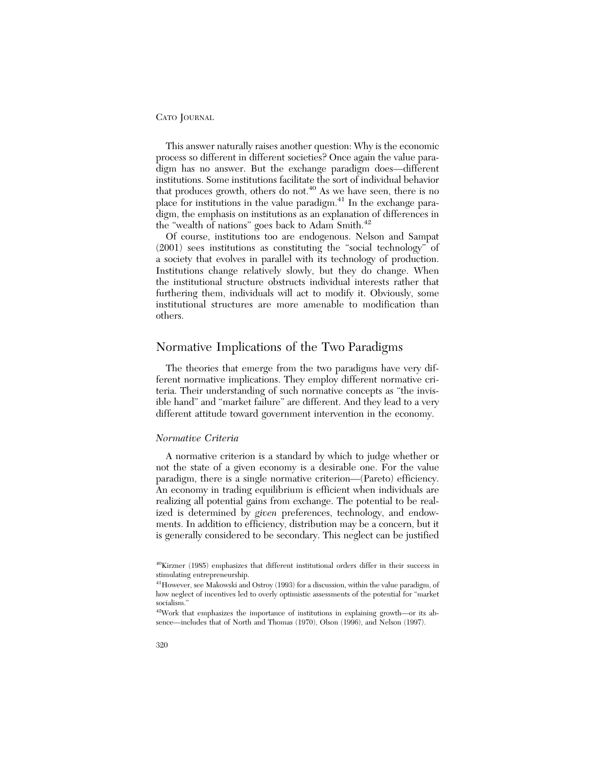This answer naturally raises another question: Why is the economic process so different in different societies? Once again the value paradigm has no answer. But the exchange paradigm does—different institutions. Some institutions facilitate the sort of individual behavior that produces growth, others do not.[40] As we have seen, there is no place for institutions in the value paradigm.[41] In the exchange paradigm, the emphasis on institutions as an explanation of differences in the "wealth of nations" goes back to Adam Smith.[42]

Of course, institutions too are endogenous. Nelson and Sampat (2001) sees institutions as constituting the "social technology" of a society that evolves in parallel with its technology of production. Institutions change relatively slowly, but they do change. When the institutional structure obstructs individual interests rather that furthering them, individuals will act to modify it. Obviously, some institutional structures are more amenable to modification than others.

## Normative Implications of the Two Paradigms

The theories that emerge from the two paradigms have very different normative implications. They employ different normative criteria. Their understanding of such normative concepts as "the invisible hand" and "market failure" are different. And they lead to a very different attitude toward government intervention in the economy.

### *Normative Criteria*

A normative criterion is a standard by which to judge whether or not the state of a given economy is a desirable one. For the value paradigm, there is a single normative criterion—(Pareto) efficiency. An economy in trading equilibrium is efficient when individuals are realizing all potential gains from exchange. The potential to be realized is determined by *given* preferences, technology, and endowments. In addition to efficiency, distribution may be a concern, but it is generally considered to be secondary. This neglect can be justified

---

[40] Kirzner (1985) emphasizes that different institutional orders differ in their success in stimulating entrepreneurship.

[41] However, see Makowski and Ostroy (1993) for a discussion, within the value paradigm, of how neglect of incentives led to overly optimistic assessments of the potential for "market socialism."

[42] Work that emphasizes the importance of institutions in explaining growth—or its absence—includes that of North and Thomas (1970), Olson (1996), and Nelson (1997).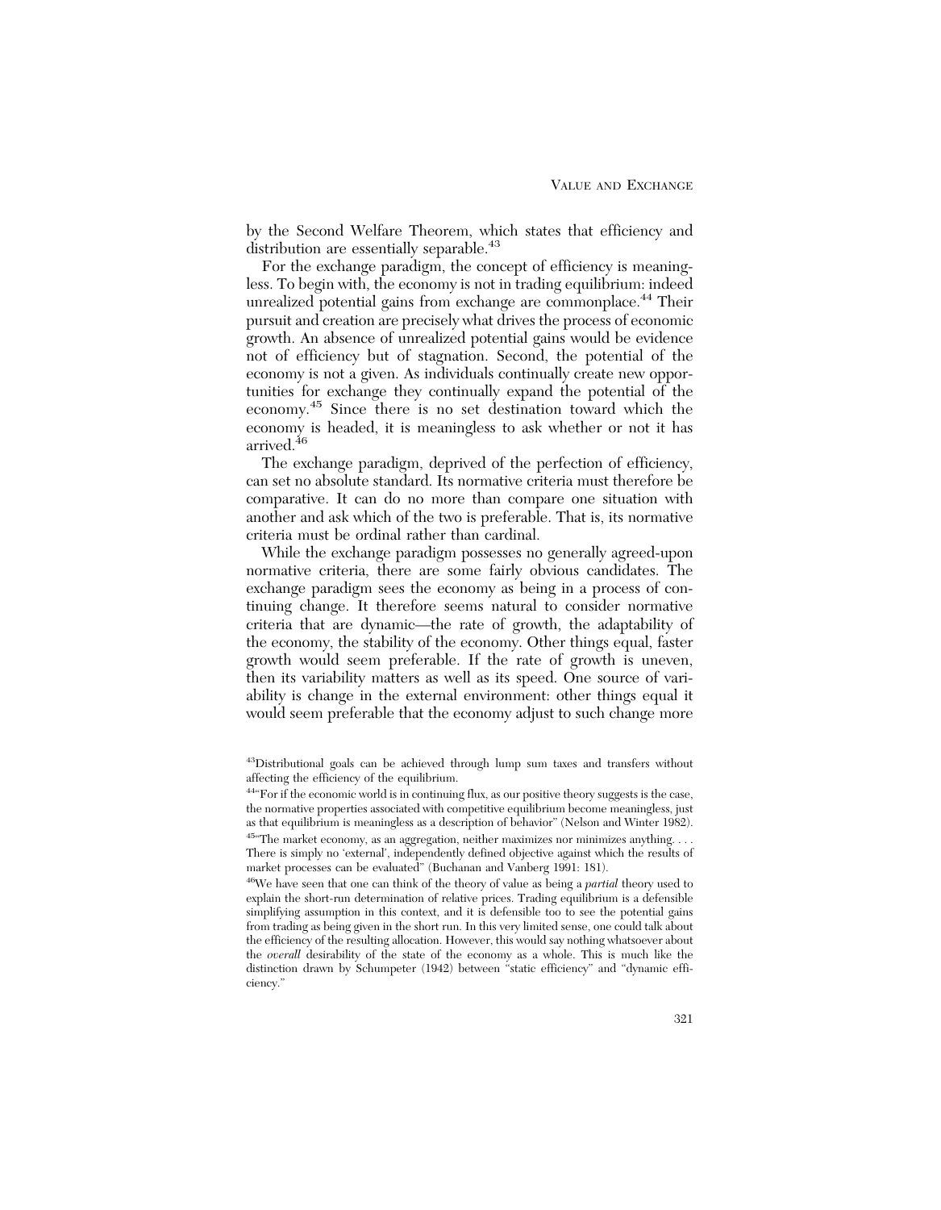by the Second Welfare Theorem, which states that efficiency and distribution are essentially separable.[43]

For the exchange paradigm, the concept of efficiency is meaningless. To begin with, the economy is not in trading equilibrium: indeed unrealized potential gains from exchange are commonplace.[44] Their pursuit and creation are precisely what drives the process of economic growth. An absence of unrealized potential gains would be evidence not of efficiency but of stagnation. Second, the potential of the economy is not a given. As individuals continually create new opportunities for exchange they continually expand the potential of the economy.[45] Since there is no set destination toward which the economy is headed, it is meaningless to ask whether or not it has arrived.[46]

The exchange paradigm, deprived of the perfection of efficiency, can set no absolute standard. Its normative criteria must therefore be comparative. It can do no more than compare one situation with another and ask which of the two is preferable. That is, its normative criteria must be ordinal rather than cardinal.

While the exchange paradigm possesses no generally agreed-upon normative criteria, there are some fairly obvious candidates. The exchange paradigm sees the economy as being in a process of continuing change. It therefore seems natural to consider normative criteria that are dynamic—the rate of growth, the adaptability of the economy, the stability of the economy. Other things equal, faster growth would seem preferable. If the rate of growth is uneven, then its variability matters as well as its speed. One source of variability is change in the external environment: other things equal it would seem preferable that the economy adjust to such change more

---

[43]Distributional goals can be achieved through lump sum taxes and transfers without affecting the efficiency of the equilibrium.

[44]"For if the economic world is in continuing flux, as our positive theory suggests is the case, the normative properties associated with competitive equilibrium become meaningless, just as that equilibrium is meaningless as a description of behavior" (Nelson and Winter 1982).

[45]"The market economy, as an aggregation, neither maximizes nor minimizes anything. . . . There is simply no 'external', independently defined objective against which the results of market processes can be evaluated" (Buchanan and Vanberg 1991: 181).

[46]We have seen that one can think of the theory of value as being a *partial* theory used to explain the short-run determination of relative prices. Trading equilibrium is a defensible simplifying assumption in this context, and it is defensible too to see the potential gains from trading as being given in the short run. In this very limited sense, one could talk about the efficiency of the resulting allocation. However, this would say nothing whatsoever about the *overall* desirability of the state of the economy as a whole. This is much like the distinction drawn by Schumpeter (1942) between "static efficiency" and "dynamic efficiency."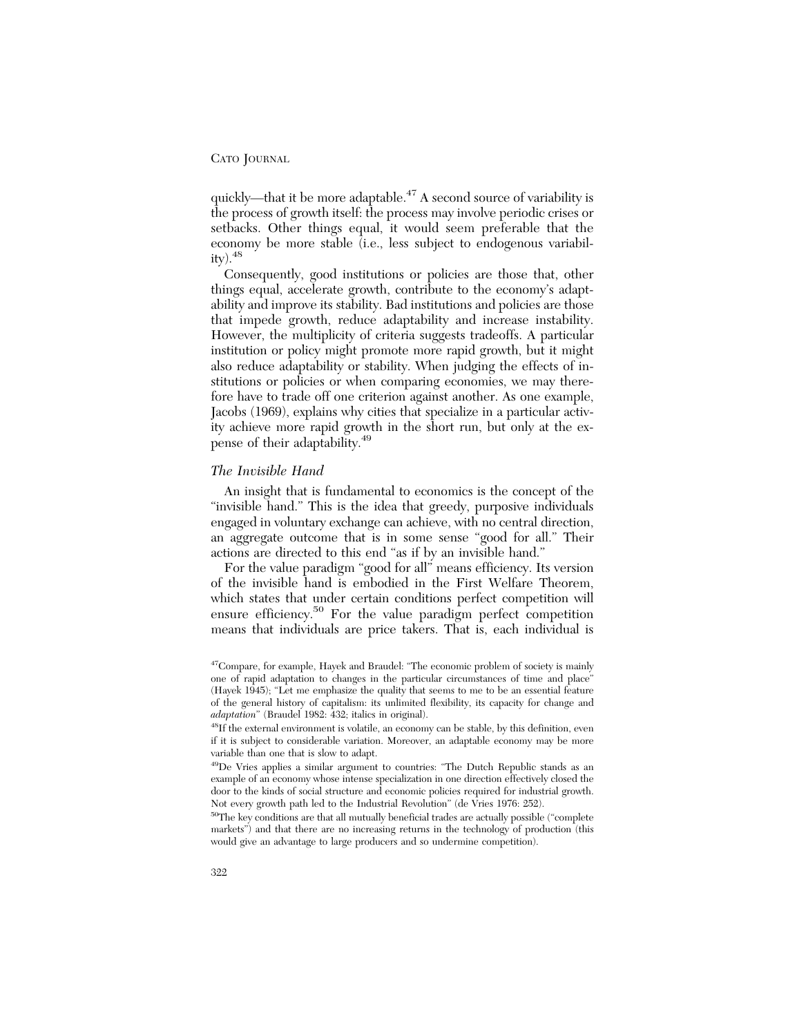quickly—that it be more adaptable.[47] A second source of variability is the process of growth itself: the process may involve periodic crises or setbacks. Other things equal, it would seem preferable that the economy be more stable (i.e., less subject to endogenous variability).[48]

Consequently, good institutions or policies are those that, other things equal, accelerate growth, contribute to the economy's adaptability and improve its stability. Bad institutions and policies are those that impede growth, reduce adaptability and increase instability. However, the multiplicity of criteria suggests tradeoffs. A particular institution or policy might promote more rapid growth, but it might also reduce adaptability or stability. When judging the effects of institutions or policies or when comparing economies, we may therefore have to trade off one criterion against another. As one example, Jacobs (1969), explains why cities that specialize in a particular activity achieve more rapid growth in the short run, but only at the expense of their adaptability.[49]

### *The Invisible Hand*

An insight that is fundamental to economics is the concept of the "invisible hand." This is the idea that greedy, purposive individuals engaged in voluntary exchange can achieve, with no central direction, an aggregate outcome that is in some sense "good for all." Their actions are directed to this end "as if by an invisible hand."

For the value paradigm "good for all" means efficiency. Its version of the invisible hand is embodied in the First Welfare Theorem, which states that under certain conditions perfect competition will ensure efficiency.[50] For the value paradigm perfect competition means that individuals are price takers. That is, each individual is

---

[47]Compare, for example, Hayek and Braudel: "The economic problem of society is mainly one of rapid adaptation to changes in the particular circumstances of time and place" (Hayek 1945); "Let me emphasize the quality that seems to me to be an essential feature of the general history of capitalism: its unlimited flexibility, its capacity for change and *adaptation*" (Braudel 1982: 432; italics in original).

[48]If the external environment is volatile, an economy can be stable, by this definition, even if it is subject to considerable variation. Moreover, an adaptable economy may be more variable than one that is slow to adapt.

[49]De Vries applies a similar argument to countries: "The Dutch Republic stands as an example of an economy whose intense specialization in one direction effectively closed the door to the kinds of social structure and economic policies required for industrial growth. Not every growth path led to the Industrial Revolution" (de Vries 1976: 252).

[50]The key conditions are that all mutually beneficial trades are actually possible ("complete markets") and that there are no increasing returns in the technology of production (this would give an advantage to large producers and so undermine competition).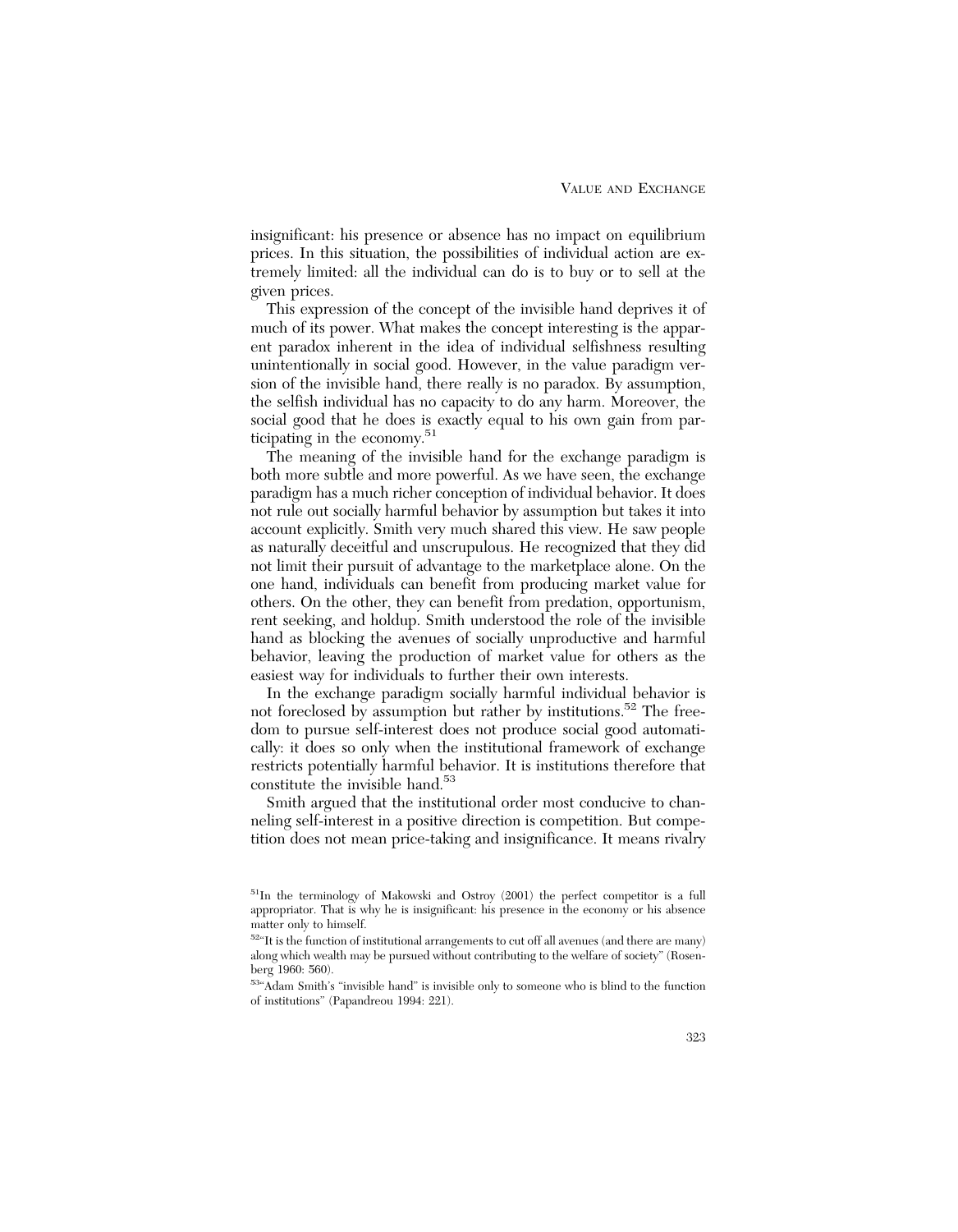insignificant: his presence or absence has no impact on equilibrium prices. In this situation, the possibilities of individual action are extremely limited: all the individual can do is to buy or to sell at the given prices.

This expression of the concept of the invisible hand deprives it of much of its power. What makes the concept interesting is the apparent paradox inherent in the idea of individual selfishness resulting unintentionally in social good. However, in the value paradigm version of the invisible hand, there really is no paradox. By assumption, the selfish individual has no capacity to do any harm. Moreover, the social good that he does is exactly equal to his own gain from participating in the economy.[51]

The meaning of the invisible hand for the exchange paradigm is both more subtle and more powerful. As we have seen, the exchange paradigm has a much richer conception of individual behavior. It does not rule out socially harmful behavior by assumption but takes it into account explicitly. Smith very much shared this view. He saw people as naturally deceitful and unscrupulous. He recognized that they did not limit their pursuit of advantage to the marketplace alone. On the one hand, individuals can benefit from producing market value for others. On the other, they can benefit from predation, opportunism, rent seeking, and holdup. Smith understood the role of the invisible hand as blocking the avenues of socially unproductive and harmful behavior, leaving the production of market value for others as the easiest way for individuals to further their own interests.

In the exchange paradigm socially harmful individual behavior is not foreclosed by assumption but rather by institutions.[52] The freedom to pursue self-interest does not produce social good automatically: it does so only when the institutional framework of exchange restricts potentially harmful behavior. It is institutions therefore that constitute the invisible hand.[53]

Smith argued that the institutional order most conducive to channeling self-interest in a positive direction is competition. But competition does not mean price-taking and insignificance. It means rivalry

[51]In the terminology of Makowski and Ostroy (2001) the perfect competitor is a full appropriator. That is why he is insignificant: his presence in the economy or his absence matter only to himself.

[52]"It is the function of institutional arrangements to cut off all avenues (and there are many) along which wealth may be pursued without contributing to the welfare of society" (Rosenberg 1960: 560).

[53]"Adam Smith's "invisible hand" is invisible only to someone who is blind to the function of institutions" (Papandreou 1994: 221).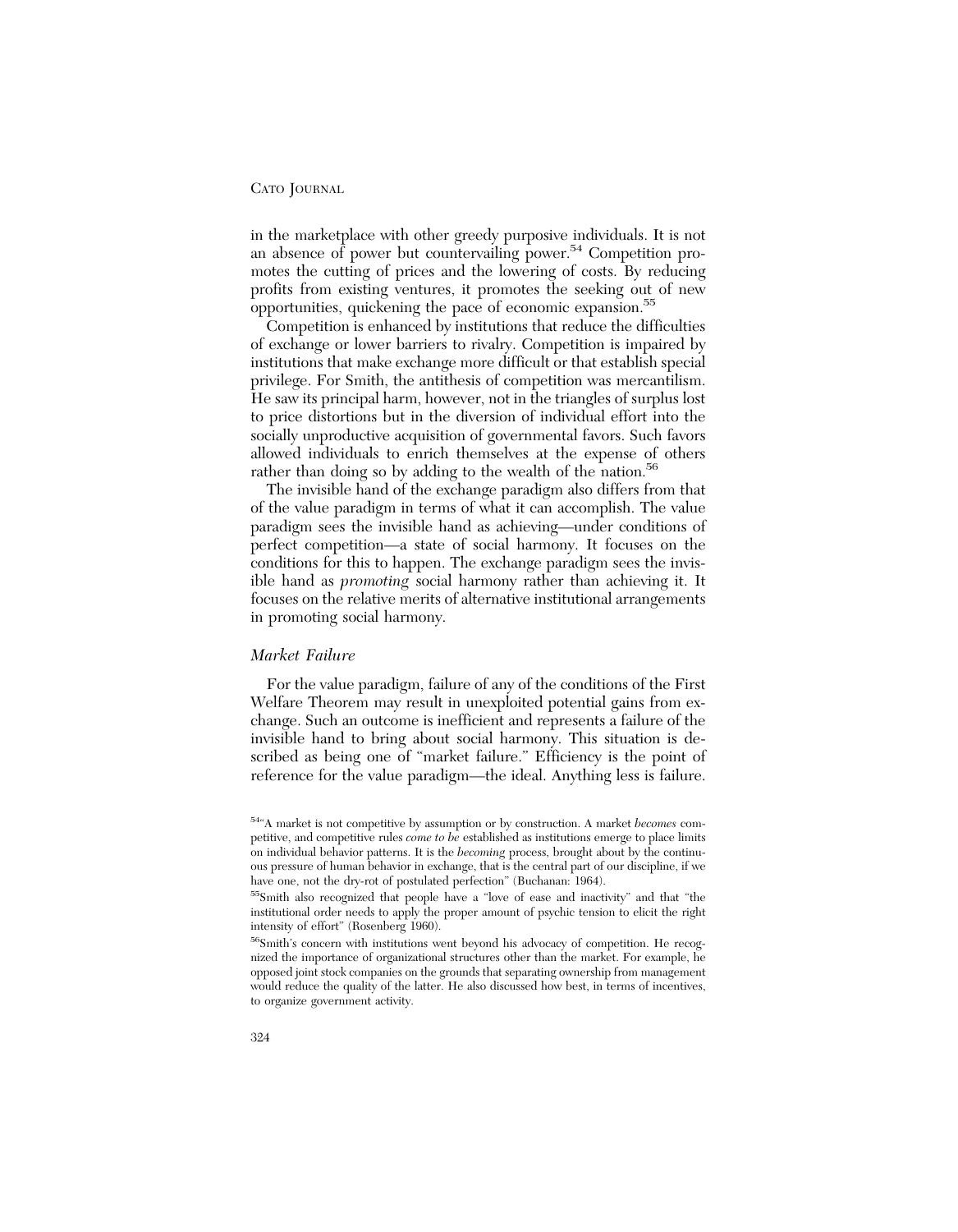in the marketplace with other greedy purposive individuals. It is not an absence of power but countervailing power.[54] Competition promotes the cutting of prices and the lowering of costs. By reducing profits from existing ventures, it promotes the seeking out of new opportunities, quickening the pace of economic expansion.[55]

Competition is enhanced by institutions that reduce the difficulties of exchange or lower barriers to rivalry. Competition is impaired by institutions that make exchange more difficult or that establish special privilege. For Smith, the antithesis of competition was mercantilism. He saw its principal harm, however, not in the triangles of surplus lost to price distortions but in the diversion of individual effort into the socially unproductive acquisition of governmental favors. Such favors allowed individuals to enrich themselves at the expense of others rather than doing so by adding to the wealth of the nation.[56]

The invisible hand of the exchange paradigm also differs from that of the value paradigm in terms of what it can accomplish. The value paradigm sees the invisible hand as achieving—under conditions of perfect competition—a state of social harmony. It focuses on the conditions for this to happen. The exchange paradigm sees the invisible hand as *promoting* social harmony rather than achieving it. It focuses on the relative merits of alternative institutional arrangements in promoting social harmony.

### *Market Failure*

For the value paradigm, failure of any of the conditions of the First Welfare Theorem may result in unexploited potential gains from exchange. Such an outcome is inefficient and represents a failure of the invisible hand to bring about social harmony. This situation is described as being one of "market failure." Efficiency is the point of reference for the value paradigm—the ideal. Anything less is failure.

---

[54]"A market is not competitive by assumption or by construction. A market *becomes* competitive, and competitive rules *come to be* established as institutions emerge to place limits on individual behavior patterns. It is the *becoming* process, brought about by the continuous pressure of human behavior in exchange, that is the central part of our discipline, if we have one, not the dry-rot of postulated perfection" (Buchanan: 1964).

[55]Smith also recognized that people have a "love of ease and inactivity" and that "the institutional order needs to apply the proper amount of psychic tension to elicit the right intensity of effort" (Rosenberg 1960).

[56]Smith's concern with institutions went beyond his advocacy of competition. He recognized the importance of organizational structures other than the market. For example, he opposed joint stock companies on the grounds that separating ownership from management would reduce the quality of the latter. He also discussed how best, in terms of incentives, to organize government activity.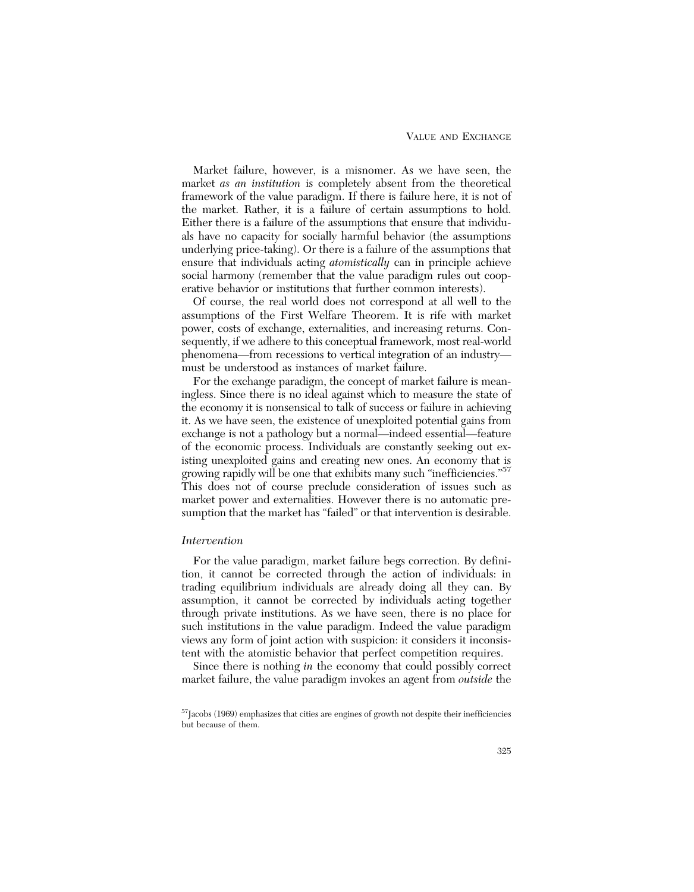Market failure, however, is a misnomer. As we have seen, the market *as an institution* is completely absent from the theoretical framework of the value paradigm. If there is failure here, it is not of the market. Rather, it is a failure of certain assumptions to hold. Either there is a failure of the assumptions that ensure that individuals have no capacity for socially harmful behavior (the assumptions underlying price-taking). Or there is a failure of the assumptions that ensure that individuals acting *atomistically* can in principle achieve social harmony (remember that the value paradigm rules out cooperative behavior or institutions that further common interests).

Of course, the real world does not correspond at all well to the assumptions of the First Welfare Theorem. It is rife with market power, costs of exchange, externalities, and increasing returns. Consequently, if we adhere to this conceptual framework, most real-world phenomena—from recessions to vertical integration of an industry—must be understood as instances of market failure.

For the exchange paradigm, the concept of market failure is meaningless. Since there is no ideal against which to measure the state of the economy it is nonsensical to talk of success or failure in achieving it. As we have seen, the existence of unexploited potential gains from exchange is not a pathology but a normal—indeed essential—feature of the economic process. Individuals are constantly seeking out existing unexploited gains and creating new ones. An economy that is growing rapidly will be one that exhibits many such "inefficiencies."[57] This does not of course preclude consideration of issues such as market power and externalities. However there is no automatic presumption that the market has "failed" or that intervention is desirable.

### *Intervention*

For the value paradigm, market failure begs correction. By definition, it cannot be corrected through the action of individuals: in trading equilibrium individuals are already doing all they can. By assumption, it cannot be corrected by individuals acting together through private institutions. As we have seen, there is no place for such institutions in the value paradigm. Indeed the value paradigm views any form of joint action with suspicion: it considers it inconsistent with the atomistic behavior that perfect competition requires.

Since there is nothing *in* the economy that could possibly correct market failure, the value paradigm invokes an agent from *outside* the

[57] Jacobs (1969) emphasizes that cities are engines of growth not despite their inefficiencies but because of them.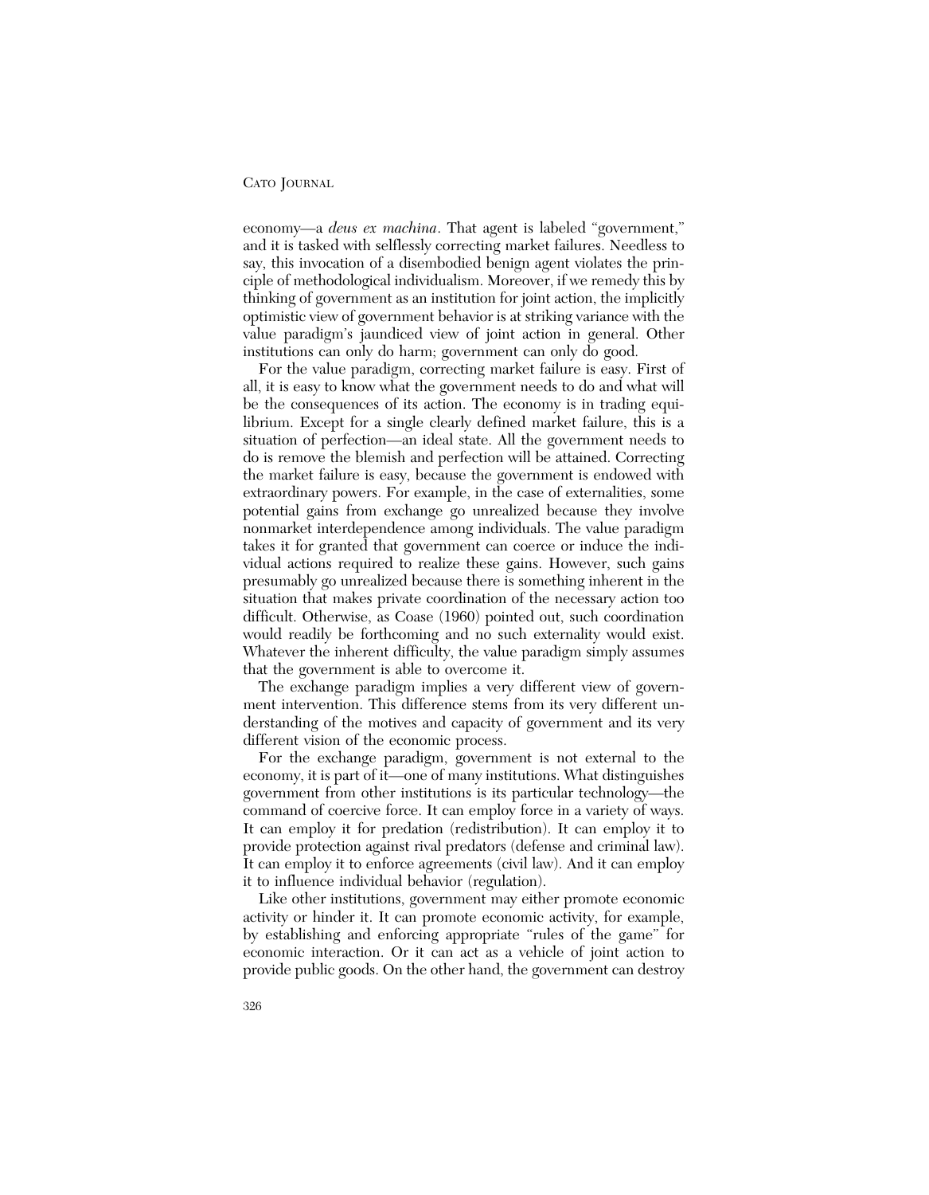economy—a *deus ex machina*. That agent is labeled "government," and it is tasked with selflessly correcting market failures. Needless to say, this invocation of a disembodied benign agent violates the principle of methodological individualism. Moreover, if we remedy this by thinking of government as an institution for joint action, the implicitly optimistic view of government behavior is at striking variance with the value paradigm's jaundiced view of joint action in general. Other institutions can only do harm; government can only do good.

For the value paradigm, correcting market failure is easy. First of all, it is easy to know what the government needs to do and what will be the consequences of its action. The economy is in trading equilibrium. Except for a single clearly defined market failure, this is a situation of perfection—an ideal state. All the government needs to do is remove the blemish and perfection will be attained. Correcting the market failure is easy, because the government is endowed with extraordinary powers. For example, in the case of externalities, some potential gains from exchange go unrealized because they involve nonmarket interdependence among individuals. The value paradigm takes it for granted that government can coerce or induce the individual actions required to realize these gains. However, such gains presumably go unrealized because there is something inherent in the situation that makes private coordination of the necessary action too difficult. Otherwise, as Coase (1960) pointed out, such coordination would readily be forthcoming and no such externality would exist. Whatever the inherent difficulty, the value paradigm simply assumes that the government is able to overcome it.

The exchange paradigm implies a very different view of government intervention. This difference stems from its very different understanding of the motives and capacity of government and its very different vision of the economic process.

For the exchange paradigm, government is not external to the economy, it is part of it—one of many institutions. What distinguishes government from other institutions is its particular technology—the command of coercive force. It can employ force in a variety of ways. It can employ it for predation (redistribution). It can employ it to provide protection against rival predators (defense and criminal law). It can employ it to enforce agreements (civil law). And it can employ it to influence individual behavior (regulation).

Like other institutions, government may either promote economic activity or hinder it. It can promote economic activity, for example, by establishing and enforcing appropriate "rules of the game" for economic interaction. Or it can act as a vehicle of joint action to provide public goods. On the other hand, the government can destroy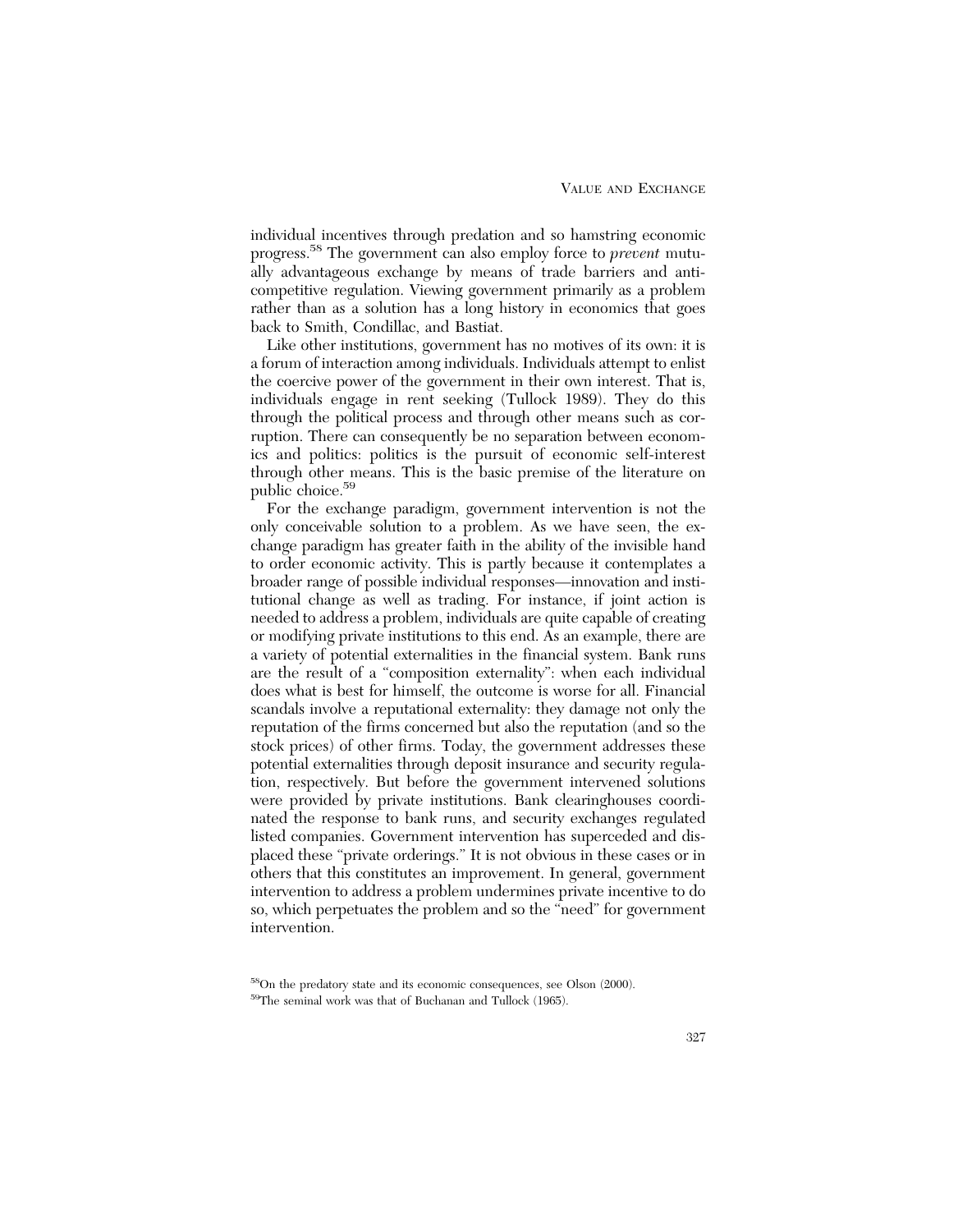individual incentives through predation and so hamstring economic progress.[58] The government can also employ force to *prevent* mutually advantageous exchange by means of trade barriers and anti-competitive regulation. Viewing government primarily as a problem rather than as a solution has a long history in economics that goes back to Smith, Condillac, and Bastiat.

Like other institutions, government has no motives of its own: it is a forum of interaction among individuals. Individuals attempt to enlist the coercive power of the government in their own interest. That is, individuals engage in rent seeking (Tullock 1989). They do this through the political process and through other means such as corruption. There can consequently be no separation between economics and politics: politics is the pursuit of economic self-interest through other means. This is the basic premise of the literature on public choice.[59]

For the exchange paradigm, government intervention is not the only conceivable solution to a problem. As we have seen, the exchange paradigm has greater faith in the ability of the invisible hand to order economic activity. This is partly because it contemplates a broader range of possible individual responses—innovation and institutional change as well as trading. For instance, if joint action is needed to address a problem, individuals are quite capable of creating or modifying private institutions to this end. As an example, there are a variety of potential externalities in the financial system. Bank runs are the result of a "composition externality": when each individual does what is best for himself, the outcome is worse for all. Financial scandals involve a reputational externality: they damage not only the reputation of the firms concerned but also the reputation (and so the stock prices) of other firms. Today, the government addresses these potential externalities through deposit insurance and security regulation, respectively. But before the government intervened solutions were provided by private institutions. Bank clearinghouses coordinated the response to bank runs, and security exchanges regulated listed companies. Government intervention has superceded and displaced these "private orderings." It is not obvious in these cases or in others that this constitutes an improvement. In general, government intervention to address a problem undermines private incentive to do so, which perpetuates the problem and so the "need" for government intervention.

[58] On the predatory state and its economic consequences, see Olson (2000).

[59] The seminal work was that of Buchanan and Tullock (1965).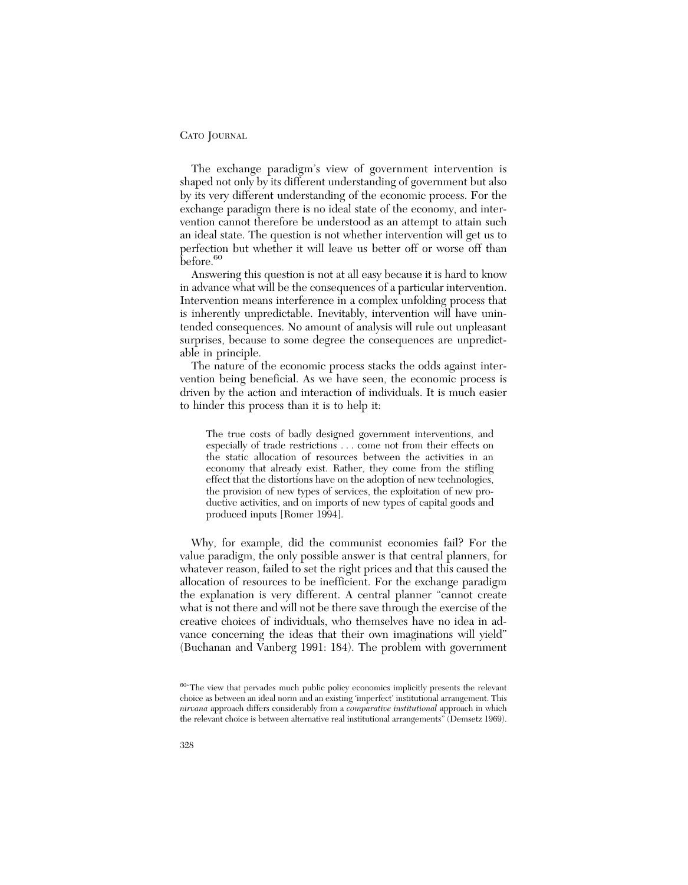The exchange paradigm's view of government intervention is shaped not only by its different understanding of government but also by its very different understanding of the economic process. For the exchange paradigm there is no ideal state of the economy, and intervention cannot therefore be understood as an attempt to attain such an ideal state. The question is not whether intervention will get us to perfection but whether it will leave us better off or worse off than before.[60]

Answering this question is not at all easy because it is hard to know in advance what will be the consequences of a particular intervention. Intervention means interference in a complex unfolding process that is inherently unpredictable. Inevitably, intervention will have unintended consequences. No amount of analysis will rule out unpleasant surprises, because to some degree the consequences are unpredictable in principle.

The nature of the economic process stacks the odds against intervention being beneficial. As we have seen, the economic process is driven by the action and interaction of individuals. It is much easier to hinder this process than it is to help it:

> The true costs of badly designed government interventions, and especially of trade restrictions . . . come not from their effects on the static allocation of resources between the activities in an economy that already exist. Rather, they come from the stifling effect that the distortions have on the adoption of new technologies, the provision of new types of services, the exploitation of new productive activities, and on imports of new types of capital goods and produced inputs [Romer 1994].

Why, for example, did the communist economies fail? For the value paradigm, the only possible answer is that central planners, for whatever reason, failed to set the right prices and that this caused the allocation of resources to be inefficient. For the exchange paradigm the explanation is very different. A central planner "cannot create what is not there and will not be there save through the exercise of the creative choices of individuals, who themselves have no idea in advance concerning the ideas that their own imaginations will yield" (Buchanan and Vanberg 1991: 184). The problem with government

---

[60]"The view that pervades much public policy economics implicitly presents the relevant choice as between an ideal norm and an existing 'imperfect' institutional arrangement. This *nirvana* approach differs considerably from a *comparative institutional* approach in which the relevant choice is between alternative real institutional arrangements" (Demsetz 1969).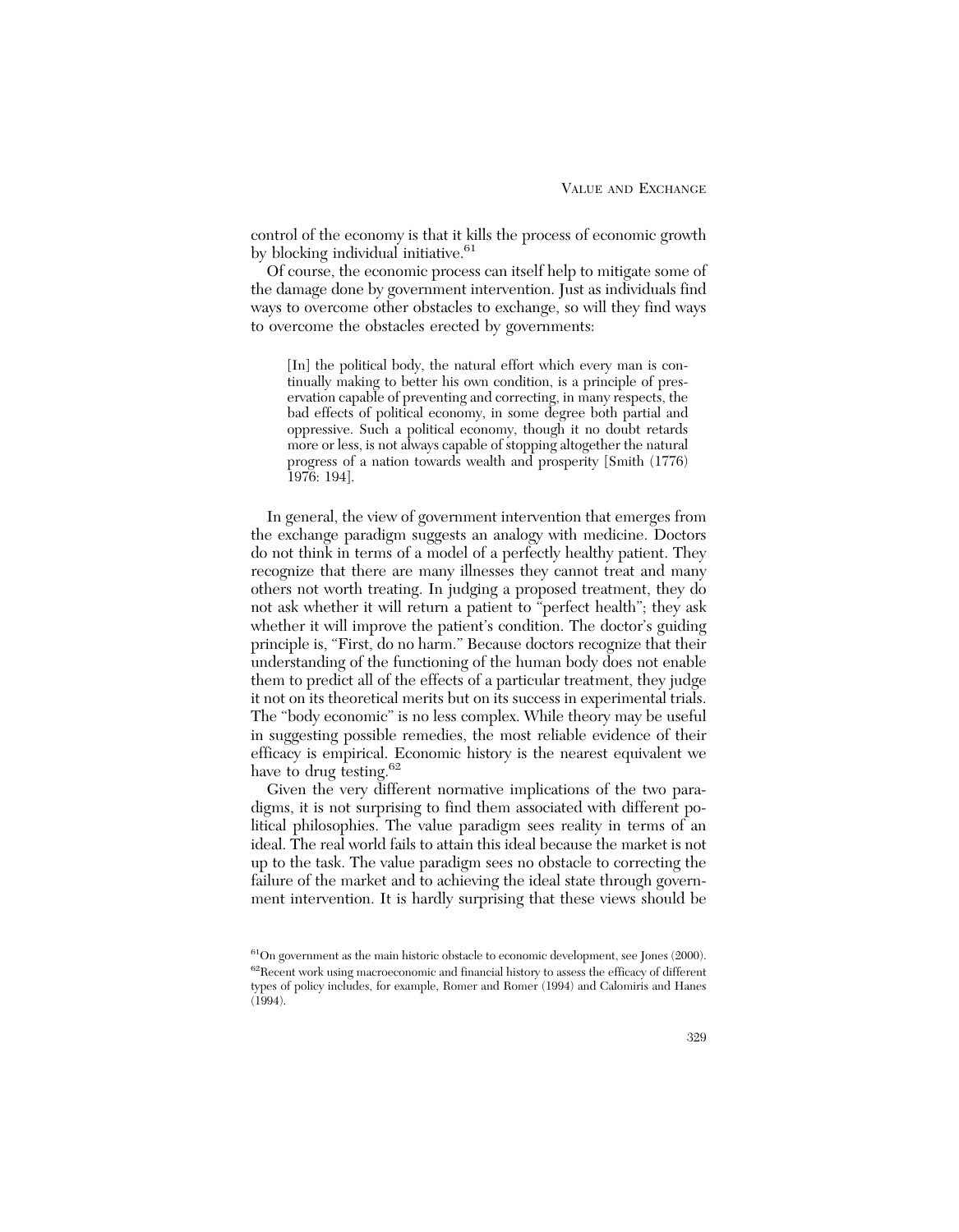control of the economy is that it kills the process of economic growth by blocking individual initiative.[61]

Of course, the economic process can itself help to mitigate some of the damage done by government intervention. Just as individuals find ways to overcome other obstacles to exchange, so will they find ways to overcome the obstacles erected by governments:

> [In] the political body, the natural effort which every man is continually making to better his own condition, is a principle of preservation capable of preventing and correcting, in many respects, the bad effects of political economy, in some degree both partial and oppressive. Such a political economy, though it no doubt retards more or less, is not always capable of stopping altogether the natural progress of a nation towards wealth and prosperity [Smith (1776) 1976: 194].

In general, the view of government intervention that emerges from the exchange paradigm suggests an analogy with medicine. Doctors do not think in terms of a model of a perfectly healthy patient. They recognize that there are many illnesses they cannot treat and many others not worth treating. In judging a proposed treatment, they do not ask whether it will return a patient to "perfect health"; they ask whether it will improve the patient's condition. The doctor's guiding principle is, "First, do no harm." Because doctors recognize that their understanding of the functioning of the human body does not enable them to predict all of the effects of a particular treatment, they judge it not on its theoretical merits but on its success in experimental trials. The "body economic" is no less complex. While theory may be useful in suggesting possible remedies, the most reliable evidence of their efficacy is empirical. Economic history is the nearest equivalent we have to drug testing.[62]

Given the very different normative implications of the two paradigms, it is not surprising to find them associated with different political philosophies. The value paradigm sees reality in terms of an ideal. The real world fails to attain this ideal because the market is not up to the task. The value paradigm sees no obstacle to correcting the failure of the market and to achieving the ideal state through government intervention. It is hardly surprising that these views should be

[61] On government as the main historic obstacle to economic development, see Jones (2000).

[62] Recent work using macroeconomic and financial history to assess the efficacy of different types of policy includes, for example, Romer and Romer (1994) and Calomiris and Hanes (1994).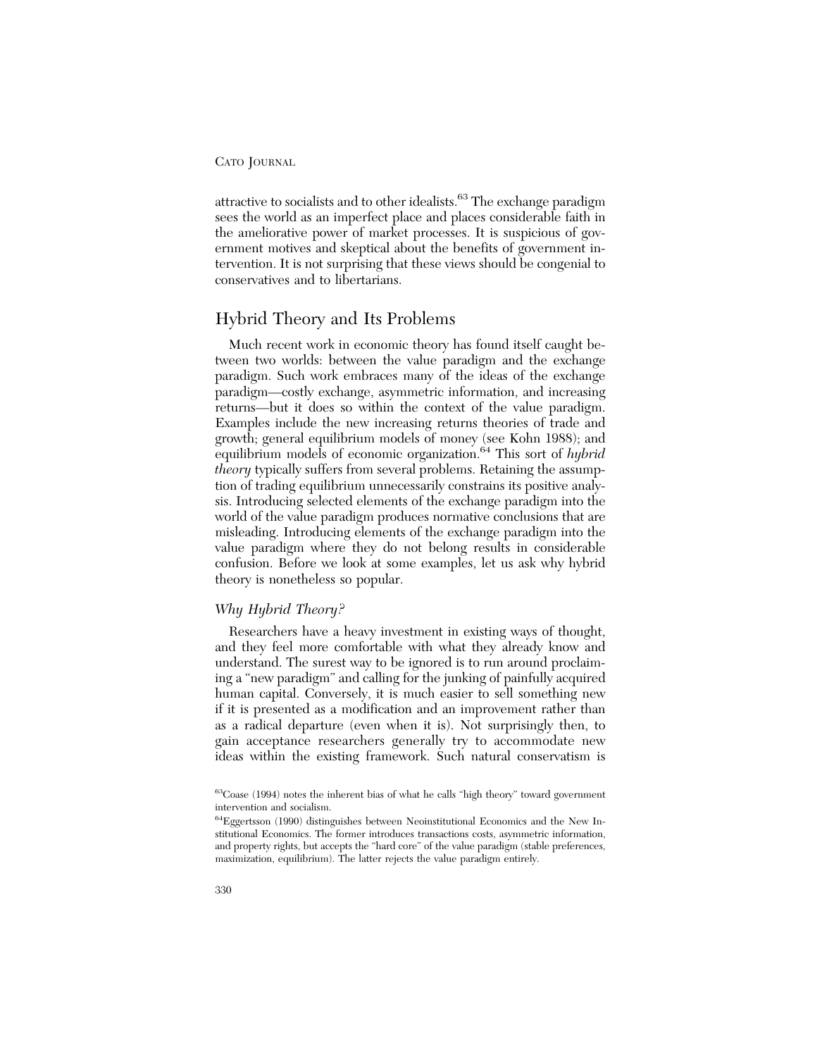attractive to socialists and to other idealists.[63] The exchange paradigm sees the world as an imperfect place and places considerable faith in the ameliorative power of market processes. It is suspicious of government motives and skeptical about the benefits of government intervention. It is not surprising that these views should be congenial to conservatives and to libertarians.

## Hybrid Theory and Its Problems

Much recent work in economic theory has found itself caught between two worlds: between the value paradigm and the exchange paradigm. Such work embraces many of the ideas of the exchange paradigm—costly exchange, asymmetric information, and increasing returns—but it does so within the context of the value paradigm. Examples include the new increasing returns theories of trade and growth; general equilibrium models of money (see Kohn 1988); and equilibrium models of economic organization.[64] This sort of *hybrid theory* typically suffers from several problems. Retaining the assumption of trading equilibrium unnecessarily constrains its positive analysis. Introducing selected elements of the exchange paradigm into the world of the value paradigm produces normative conclusions that are misleading. Introducing elements of the exchange paradigm into the value paradigm where they do not belong results in considerable confusion. Before we look at some examples, let us ask why hybrid theory is nonetheless so popular.

### *Why Hybrid Theory?*

Researchers have a heavy investment in existing ways of thought, and they feel more comfortable with what they already know and understand. The surest way to be ignored is to run around proclaiming a "new paradigm" and calling for the junking of painfully acquired human capital. Conversely, it is much easier to sell something new if it is presented as a modification and an improvement rather than as a radical departure (even when it is). Not surprisingly then, to gain acceptance researchers generally try to accommodate new ideas within the existing framework. Such natural conservatism is

[63]Coase (1994) notes the inherent bias of what he calls "high theory" toward government intervention and socialism.

[64]Eggertsson (1990) distinguishes between Neoinstitutional Economics and the New Institutional Economics. The former introduces transactions costs, asymmetric information, and property rights, but accepts the "hard core" of the value paradigm (stable preferences, maximization, equilibrium). The latter rejects the value paradigm entirely.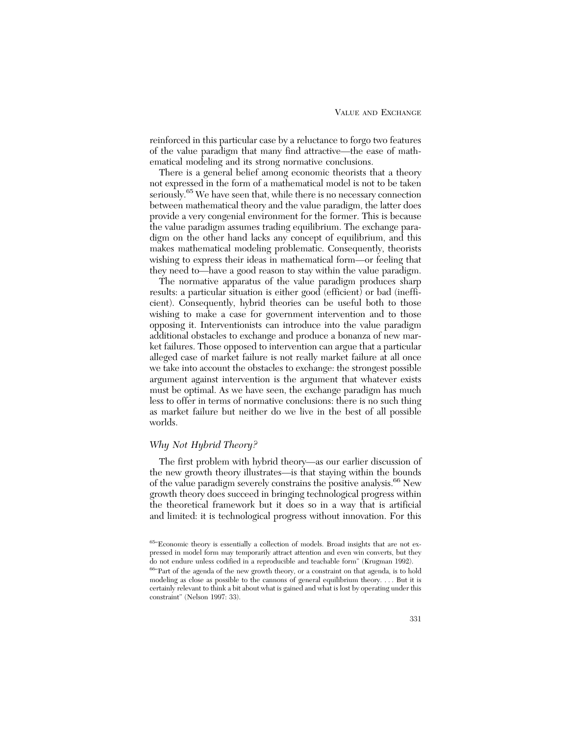reinforced in this particular case by a reluctance to forgo two features of the value paradigm that many find attractive—the ease of mathematical modeling and its strong normative conclusions.

There is a general belief among economic theorists that a theory not expressed in the form of a mathematical model is not to be taken seriously.[65] We have seen that, while there is no necessary connection between mathematical theory and the value paradigm, the latter does provide a very congenial environment for the former. This is because the value paradigm assumes trading equilibrium. The exchange paradigm on the other hand lacks any concept of equilibrium, and this makes mathematical modeling problematic. Consequently, theorists wishing to express their ideas in mathematical form—or feeling that they need to—have a good reason to stay within the value paradigm.

The normative apparatus of the value paradigm produces sharp results: a particular situation is either good (efficient) or bad (inefficient). Consequently, hybrid theories can be useful both to those wishing to make a case for government intervention and to those opposing it. Interventionists can introduce into the value paradigm additional obstacles to exchange and produce a bonanza of new market failures. Those opposed to intervention can argue that a particular alleged case of market failure is not really market failure at all once we take into account the obstacles to exchange: the strongest possible argument against intervention is the argument that whatever exists must be optimal. As we have seen, the exchange paradigm has much less to offer in terms of normative conclusions: there is no such thing as market failure but neither do we live in the best of all possible worlds.

### *Why Not Hybrid Theory?*

The first problem with hybrid theory—as our earlier discussion of the new growth theory illustrates—is that staying within the bounds of the value paradigm severely constrains the positive analysis.[66] New growth theory does succeed in bringing technological progress within the theoretical framework but it does so in a way that is artificial and limited: it is technological progress without innovation. For this

---

[65] "Economic theory is essentially a collection of models. Broad insights that are not expressed in model form may temporarily attract attention and even win converts, but they do not endure unless codified in a reproducible and teachable form" (Krugman 1992).

[66] "Part of the agenda of the new growth theory, or a constraint on that agenda, is to hold modeling as close as possible to the cannons of general equilibrium theory. . . . But it is certainly relevant to think a bit about what is gained and what is lost by operating under this constraint" (Nelson 1997: 33).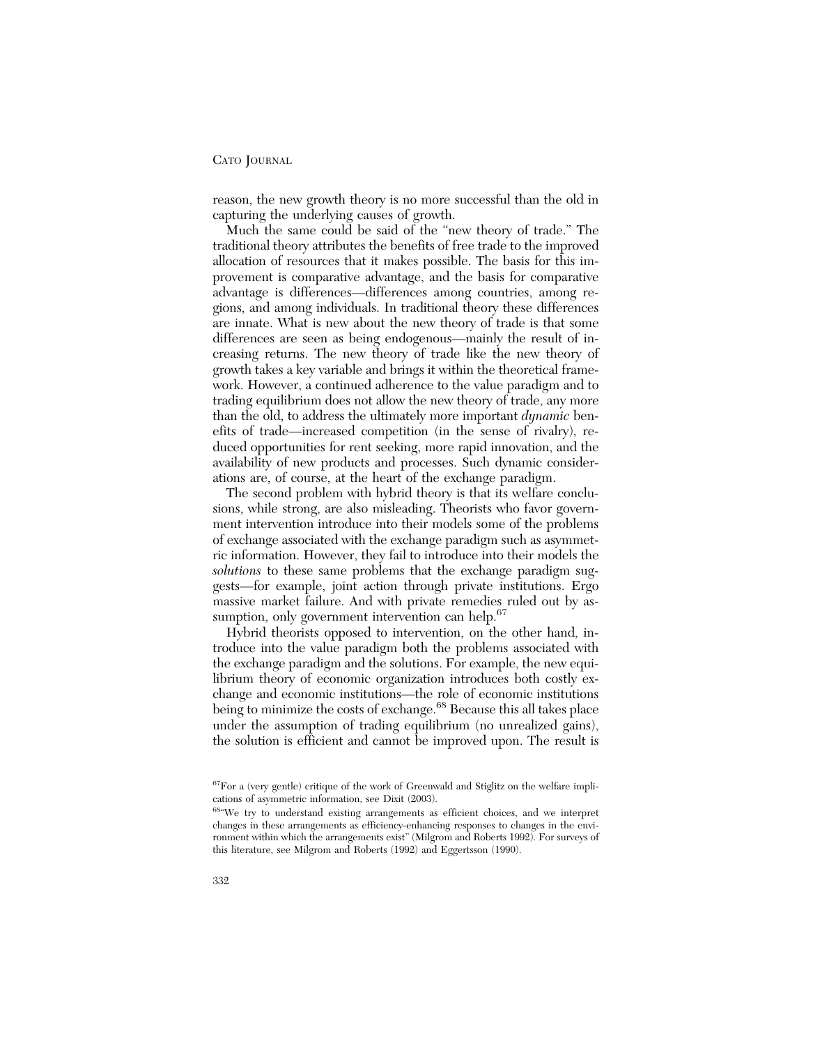reason, the new growth theory is no more successful than the old in capturing the underlying causes of growth.

Much the same could be said of the "new theory of trade." The traditional theory attributes the benefits of free trade to the improved allocation of resources that it makes possible. The basis for this improvement is comparative advantage, and the basis for comparative advantage is differences—differences among countries, among regions, and among individuals. In traditional theory these differences are innate. What is new about the new theory of trade is that some differences are seen as being endogenous—mainly the result of increasing returns. The new theory of trade like the new theory of growth takes a key variable and brings it within the theoretical framework. However, a continued adherence to the value paradigm and to trading equilibrium does not allow the new theory of trade, any more than the old, to address the ultimately more important *dynamic* benefits of trade—increased competition (in the sense of rivalry), reduced opportunities for rent seeking, more rapid innovation, and the availability of new products and processes. Such dynamic considerations are, of course, at the heart of the exchange paradigm.

The second problem with hybrid theory is that its welfare conclusions, while strong, are also misleading. Theorists who favor government intervention introduce into their models some of the problems of exchange associated with the exchange paradigm such as asymmetric information. However, they fail to introduce into their models the *solutions* to these same problems that the exchange paradigm suggests—for example, joint action through private institutions. Ergo massive market failure. And with private remedies ruled out by assumption, only government intervention can help.[67]

Hybrid theorists opposed to intervention, on the other hand, introduce into the value paradigm both the problems associated with the exchange paradigm and the solutions. For example, the new equilibrium theory of economic organization introduces both costly exchange and economic institutions—the role of economic institutions being to minimize the costs of exchange.[68] Because this all takes place under the assumption of trading equilibrium (no unrealized gains), the solution is efficient and cannot be improved upon. The result is

[67]For a (very gentle) critique of the work of Greenwald and Stiglitz on the welfare implications of asymmetric information, see Dixit (2003).

[68]"We try to understand existing arrangements as efficient choices, and we interpret changes in these arrangements as efficiency-enhancing responses to changes in the environment within which the arrangements exist" (Milgrom and Roberts 1992). For surveys of this literature, see Milgrom and Roberts (1992) and Eggertsson (1990).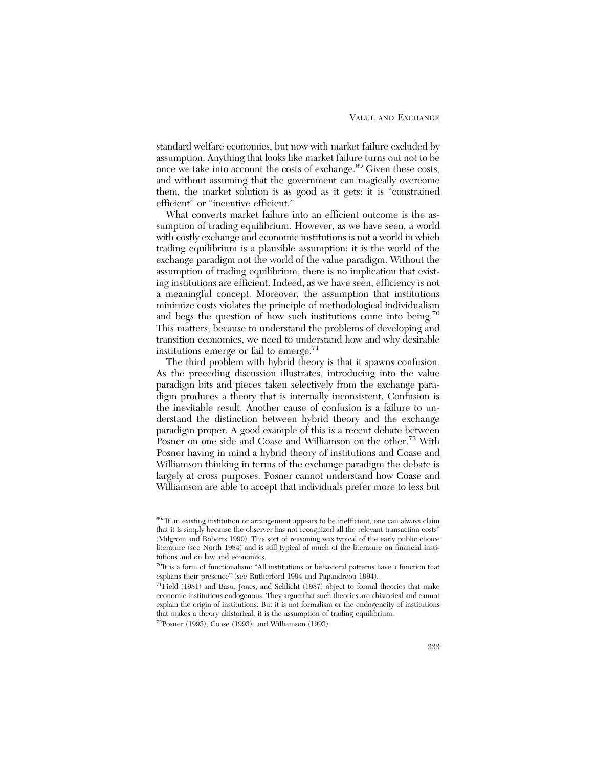standard welfare economics, but now with market failure excluded by assumption. Anything that looks like market failure turns out not to be once we take into account the costs of exchange.[69] Given these costs, and without assuming that the government can magically overcome them, the market solution is as good as it gets: it is "constrained efficient" or "incentive efficient."

What converts market failure into an efficient outcome is the assumption of trading equilibrium. However, as we have seen, a world with costly exchange and economic institutions is not a world in which trading equilibrium is a plausible assumption: it is the world of the exchange paradigm not the world of the value paradigm. Without the assumption of trading equilibrium, there is no implication that existing institutions are efficient. Indeed, as we have seen, efficiency is not a meaningful concept. Moreover, the assumption that institutions minimize costs violates the principle of methodological individualism and begs the question of how such institutions come into being.[70] This matters, because to understand the problems of developing and transition economies, we need to understand how and why desirable institutions emerge or fail to emerge.[71]

The third problem with hybrid theory is that it spawns confusion. As the preceding discussion illustrates, introducing into the value paradigm bits and pieces taken selectively from the exchange paradigm produces a theory that is internally inconsistent. Confusion is the inevitable result. Another cause of confusion is a failure to understand the distinction between hybrid theory and the exchange paradigm proper. A good example of this is a recent debate between Posner on one side and Coase and Williamson on the other.[72] With Posner having in mind a hybrid theory of institutions and Coase and Williamson thinking in terms of the exchange paradigm the debate is largely at cross purposes. Posner cannot understand how Coase and Williamson are able to accept that individuals prefer more to less but

---

[69] "If an existing institution or arrangement appears to be inefficient, one can always claim that it is simply because the observer has not recognized all the relevant transaction costs" (Milgrom and Roberts 1990). This sort of reasoning was typical of the early public choice literature (see North 1984) and is still typical of much of the literature on financial institutions and on law and economics.

[70] It is a form of functionalism: "All institutions or behavioral patterns have a function that explains their presence" (see Rutherford 1994 and Papandreou 1994).

[71] Field (1981) and Basu, Jones, and Schlicht (1987) object to formal theories that make economic institutions endogenous. They argue that such theories are ahistorical and cannot explain the origin of institutions. But it is not formalism or the endogeneity of institutions that makes a theory ahistorical, it is the assumption of trading equilibrium.

[72] Posner (1993), Coase (1993), and Williamson (1993).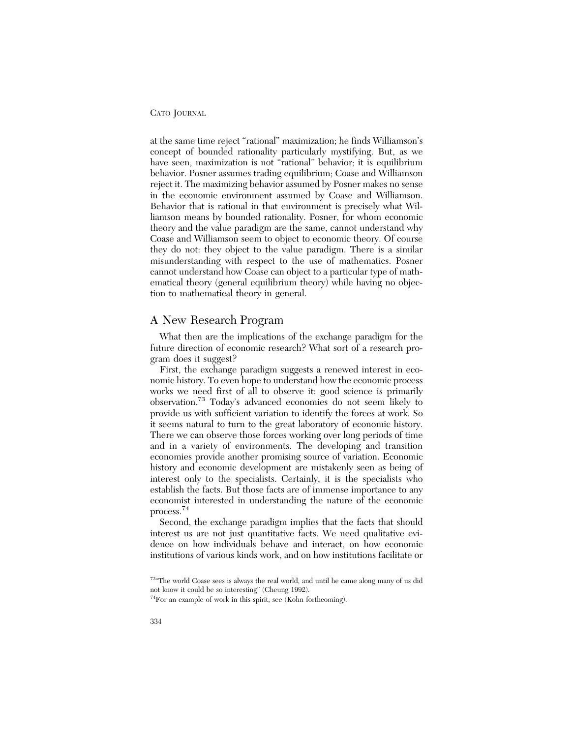at the same time reject "rational" maximization; he finds Williamson's concept of bounded rationality particularly mystifying. But, as we have seen, maximization is not "rational" behavior; it is equilibrium behavior. Posner assumes trading equilibrium; Coase and Williamson reject it. The maximizing behavior assumed by Posner makes no sense in the economic environment assumed by Coase and Williamson. Behavior that is rational in that environment is precisely what Williamson means by bounded rationality. Posner, for whom economic theory and the value paradigm are the same, cannot understand why Coase and Williamson seem to object to economic theory. Of course they do not: they object to the value paradigm. There is a similar misunderstanding with respect to the use of mathematics. Posner cannot understand how Coase can object to a particular type of mathematical theory (general equilibrium theory) while having no objection to mathematical theory in general.

## A New Research Program

What then are the implications of the exchange paradigm for the future direction of economic research? What sort of a research program does it suggest?

First, the exchange paradigm suggests a renewed interest in economic history. To even hope to understand how the economic process works we need first of all to observe it: good science is primarily observation.[73] Today's advanced economies do not seem likely to provide us with sufficient variation to identify the forces at work. So it seems natural to turn to the great laboratory of economic history. There we can observe those forces working over long periods of time and in a variety of environments. The developing and transition economies provide another promising source of variation. Economic history and economic development are mistakenly seen as being of interest only to the specialists. Certainly, it is the specialists who establish the facts. But those facts are of immense importance to any economist interested in understanding the nature of the economic process.[74]

Second, the exchange paradigm implies that the facts that should interest us are not just quantitative facts. We need qualitative evidence on how individuals behave and interact, on how economic institutions of various kinds work, and on how institutions facilitate or

---

[73] "The world Coase sees is always the real world, and until he came along many of us did not know it could be so interesting" (Cheung 1992).

[74] For an example of work in this spirit, see (Kohn forthcoming).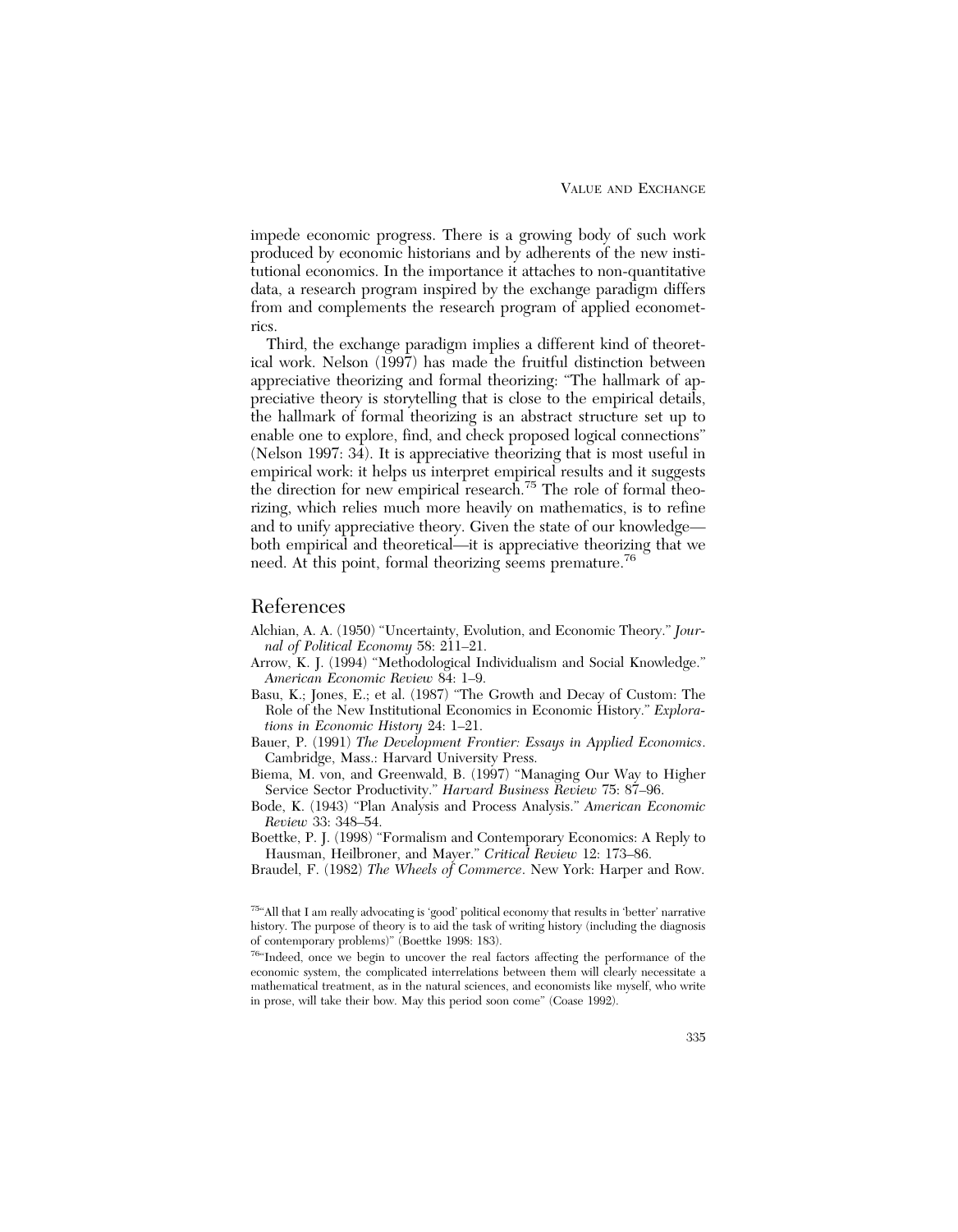impede economic progress. There is a growing body of such work produced by economic historians and by adherents of the new institutional economics. In the importance it attaches to non-quantitative data, a research program inspired by the exchange paradigm differs from and complements the research program of applied econometrics.

Third, the exchange paradigm implies a different kind of theoretical work. Nelson (1997) has made the fruitful distinction between appreciative theorizing and formal theorizing: "The hallmark of appreciative theory is storytelling that is close to the empirical details, the hallmark of formal theorizing is an abstract structure set up to enable one to explore, find, and check proposed logical connections" (Nelson 1997: 34). It is appreciative theorizing that is most useful in empirical work: it helps us interpret empirical results and it suggests the direction for new empirical research.[75] The role of formal theorizing, which relies much more heavily on mathematics, is to refine and to unify appreciative theory. Given the state of our knowledge—both empirical and theoretical—it is appreciative theorizing that we need. At this point, formal theorizing seems premature.[76]

## References

Alchian, A. A. (1950) "Uncertainty, Evolution, and Economic Theory." *Journal of Political Economy* 58: 211–21.

Arrow, K. J. (1994) "Methodological Individualism and Social Knowledge." *American Economic Review* 84: 1–9.

Basu, K.; Jones, E.; et al. (1987) "The Growth and Decay of Custom: The Role of the New Institutional Economics in Economic History." *Explorations in Economic History* 24: 1–21.

Bauer, P. (1991) *The Development Frontier: Essays in Applied Economics*. Cambridge, Mass.: Harvard University Press.

Biema, M. von, and Greenwald, B. (1997) "Managing Our Way to Higher Service Sector Productivity." *Harvard Business Review* 75: 87–96.

Bode, K. (1943) "Plan Analysis and Process Analysis." *American Economic Review* 33: 348–54.

Boettke, P. J. (1998) "Formalism and Contemporary Economics: A Reply to Hausman, Heilbroner, and Mayer." *Critical Review* 12: 173–86.

Braudel, F. (1982) *The Wheels of Commerce*. New York: Harper and Row.

---

[75] "All that I am really advocating is 'good' political economy that results in 'better' narrative history. The purpose of theory is to aid the task of writing history (including the diagnosis of contemporary problems)" (Boettke 1998: 183).

[76] "Indeed, once we begin to uncover the real factors affecting the performance of the economic system, the complicated interrelations between them will clearly necessitate a mathematical treatment, as in the natural sciences, and economists like myself, who write in prose, will take their bow. May this period soon come" (Coase 1992).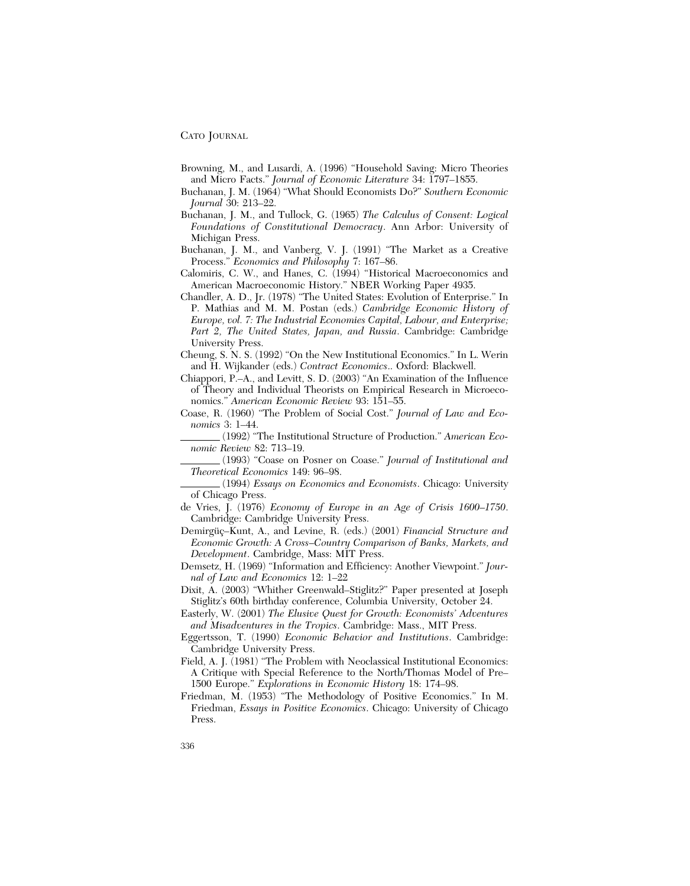Browning, M., and Lusardi, A. (1996) "Household Saving: Micro Theories and Micro Facts." *Journal of Economic Literature* 34: 1797–1855.

Buchanan, J. M. (1964) "What Should Economists Do?" *Southern Economic Journal* 30: 213–22.

Buchanan, J. M., and Tullock, G. (1965) *The Calculus of Consent: Logical Foundations of Constitutional Democracy*. Ann Arbor: University of Michigan Press.

Buchanan, J. M., and Vanberg, V. J. (1991) "The Market as a Creative Process." *Economics and Philosophy* 7: 167–86.

Calomiris, C. W., and Hanes, C. (1994) "Historical Macroeconomics and American Macroeconomic History." NBER Working Paper 4935.

Chandler, A. D., Jr. (1978) "The United States: Evolution of Enterprise." In P. Mathias and M. M. Postan (eds.) *Cambridge Economic History of Europe, vol. 7: The Industrial Economies Capital, Labour, and Enterprise; Part 2, The United States, Japan, and Russia*. Cambridge: Cambridge University Press.

Cheung, S. N. S. (1992) "On the New Institutional Economics." In L. Werin and H. Wijkander (eds.) *Contract Economics*.. Oxford: Blackwell.

Chiappori, P.–A., and Levitt, S. D. (2003) "An Examination of the Influence of Theory and Individual Theorists on Empirical Research in Microeconomics." *American Economic Review* 93: 151–55.

Coase, R. (1960) "The Problem of Social Cost." *Journal of Law and Economics* 3: 1–44.

________ (1992) "The Institutional Structure of Production." *American Economic Review* 82: 713–19.

________ (1993) "Coase on Posner on Coase." *Journal of Institutional and Theoretical Economics* 149: 96–98.

________ (1994) *Essays on Economics and Economists*. Chicago: University of Chicago Press.

de Vries, J. (1976) *Economy of Europe in an Age of Crisis 1600–1750*. Cambridge: Cambridge University Press.

Demirgüç–Kunt, A., and Levine, R. (eds.) (2001) *Financial Structure and Economic Growth: A Cross–Country Comparison of Banks, Markets, and Development*. Cambridge, Mass: MIT Press.

Demsetz, H. (1969) "Information and Efficiency: Another Viewpoint." *Journal of Law and Economics* 12: 1–22

Dixit, A. (2003) "Whither Greenwald–Stiglitz?" Paper presented at Joseph Stiglitz's 60th birthday conference, Columbia University, October 24.

Easterly, W. (2001) *The Elusive Quest for Growth: Economists' Adventures and Misadventures in the Tropics*. Cambridge: Mass., MIT Press.

Eggertsson, T. (1990) *Economic Behavior and Institutions*. Cambridge: Cambridge University Press.

Field, A. J. (1981) "The Problem with Neoclassical Institutional Economics: A Critique with Special Reference to the North/Thomas Model of Pre–1500 Europe." *Explorations in Economic History* 18: 174–98.

Friedman, M. (1953) "The Methodology of Positive Economics." In M. Friedman, *Essays in Positive Economics*. Chicago: University of Chicago Press.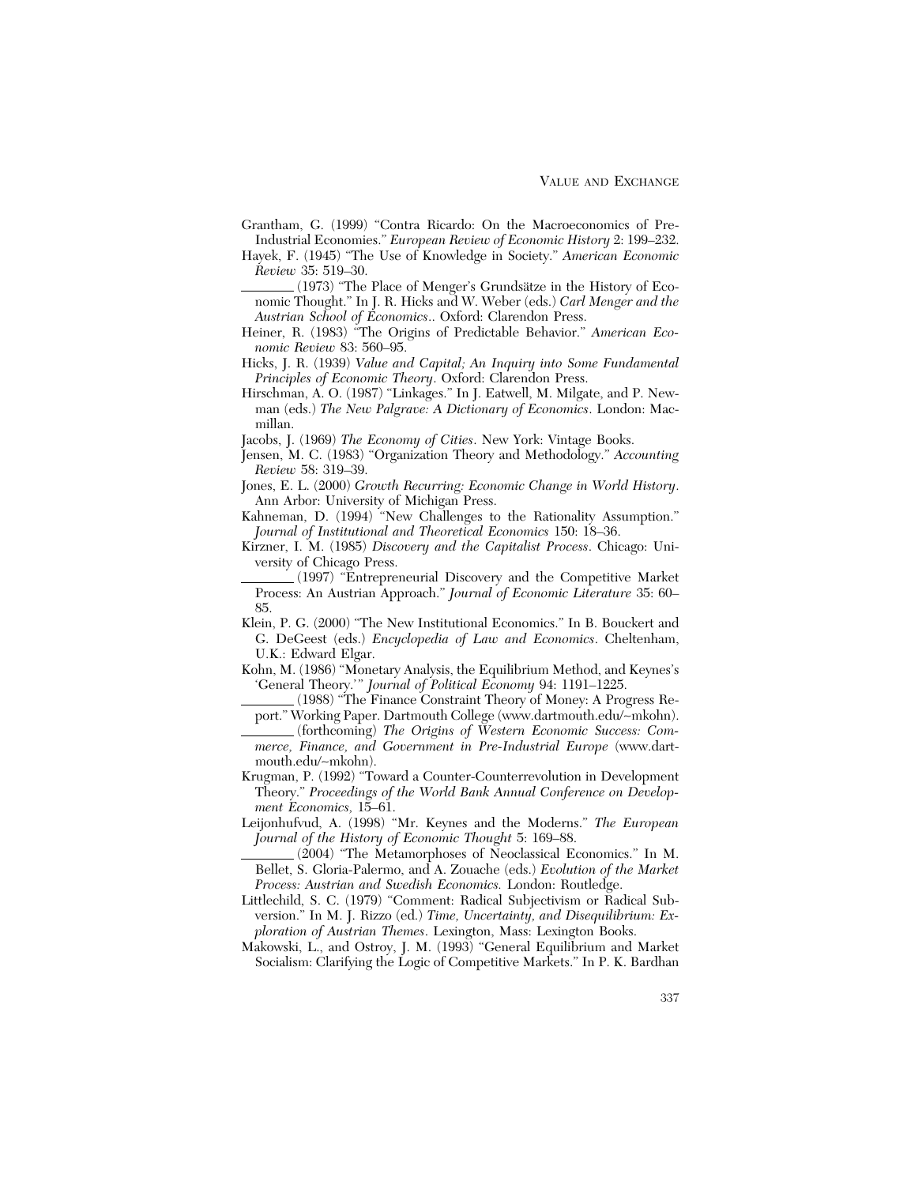Grantham, G. (1999) "Contra Ricardo: On the Macroeconomics of Pre-Industrial Economies." *European Review of Economic History* 2: 199–232.

Hayek, F. (1945) "The Use of Knowledge in Society." *American Economic Review* 35: 519–30.

________ (1973) "The Place of Menger's Grundsätze in the History of Economic Thought." In J. R. Hicks and W. Weber (eds.) *Carl Menger and the Austrian School of Economics*.. Oxford: Clarendon Press.

Heiner, R. (1983) "The Origins of Predictable Behavior." *American Economic Review* 83: 560–95.

Hicks, J. R. (1939) *Value and Capital; An Inquiry into Some Fundamental Principles of Economic Theory*. Oxford: Clarendon Press.

Hirschman, A. O. (1987) "Linkages." In J. Eatwell, M. Milgate, and P. Newman (eds.) *The New Palgrave: A Dictionary of Economics*. London: Macmillan.

Jacobs, J. (1969) *The Economy of Cities*. New York: Vintage Books.

Jensen, M. C. (1983) "Organization Theory and Methodology." *Accounting Review* 58: 319–39.

Jones, E. L. (2000) *Growth Recurring: Economic Change in World History*. Ann Arbor: University of Michigan Press.

Kahneman, D. (1994) "New Challenges to the Rationality Assumption." *Journal of Institutional and Theoretical Economics* 150: 18–36.

Kirzner, I. M. (1985) *Discovery and the Capitalist Process*. Chicago: University of Chicago Press.

________ (1997) "Entrepreneurial Discovery and the Competitive Market Process: An Austrian Approach." *Journal of Economic Literature* 35: 60–85.

Klein, P. G. (2000) "The New Institutional Economics." In B. Bouckert and G. DeGeest (eds.) *Encyclopedia of Law and Economics*. Cheltenham, U.K.: Edward Elgar.

Kohn, M. (1986) "Monetary Analysis, the Equilibrium Method, and Keynes's 'General Theory.'" *Journal of Political Economy* 94: 1191–1225.

________ (1988) "The Finance Constraint Theory of Money: A Progress Report." Working Paper. Dartmouth College (www.dartmouth.edu/~mkohn).

________ (forthcoming) *The Origins of Western Economic Success: Commerce, Finance, and Government in Pre-Industrial Europe* (www.dartmouth.edu/~mkohn).

Krugman, P. (1992) "Toward a Counter-Counterrevolution in Development Theory." *Proceedings of the World Bank Annual Conference on Development Economics,* 15–61.

Leijonhufvud, A. (1998) "Mr. Keynes and the Moderns." *The European Journal of the History of Economic Thought* 5: 169–88.

________ (2004) "The Metamorphoses of Neoclassical Economics." In M. Bellet, S. Gloria-Palermo, and A. Zouache (eds.) *Evolution of the Market Process: Austrian and Swedish Economics.* London: Routledge.

Littlechild, S. C. (1979) "Comment: Radical Subjectivism or Radical Subversion." In M. J. Rizzo (ed.) *Time, Uncertainty, and Disequilibrium: Exploration of Austrian Themes*. Lexington, Mass: Lexington Books.

Makowski, L., and Ostroy, J. M. (1993) "General Equilibrium and Market Socialism: Clarifying the Logic of Competitive Markets." In P. K. Bardhan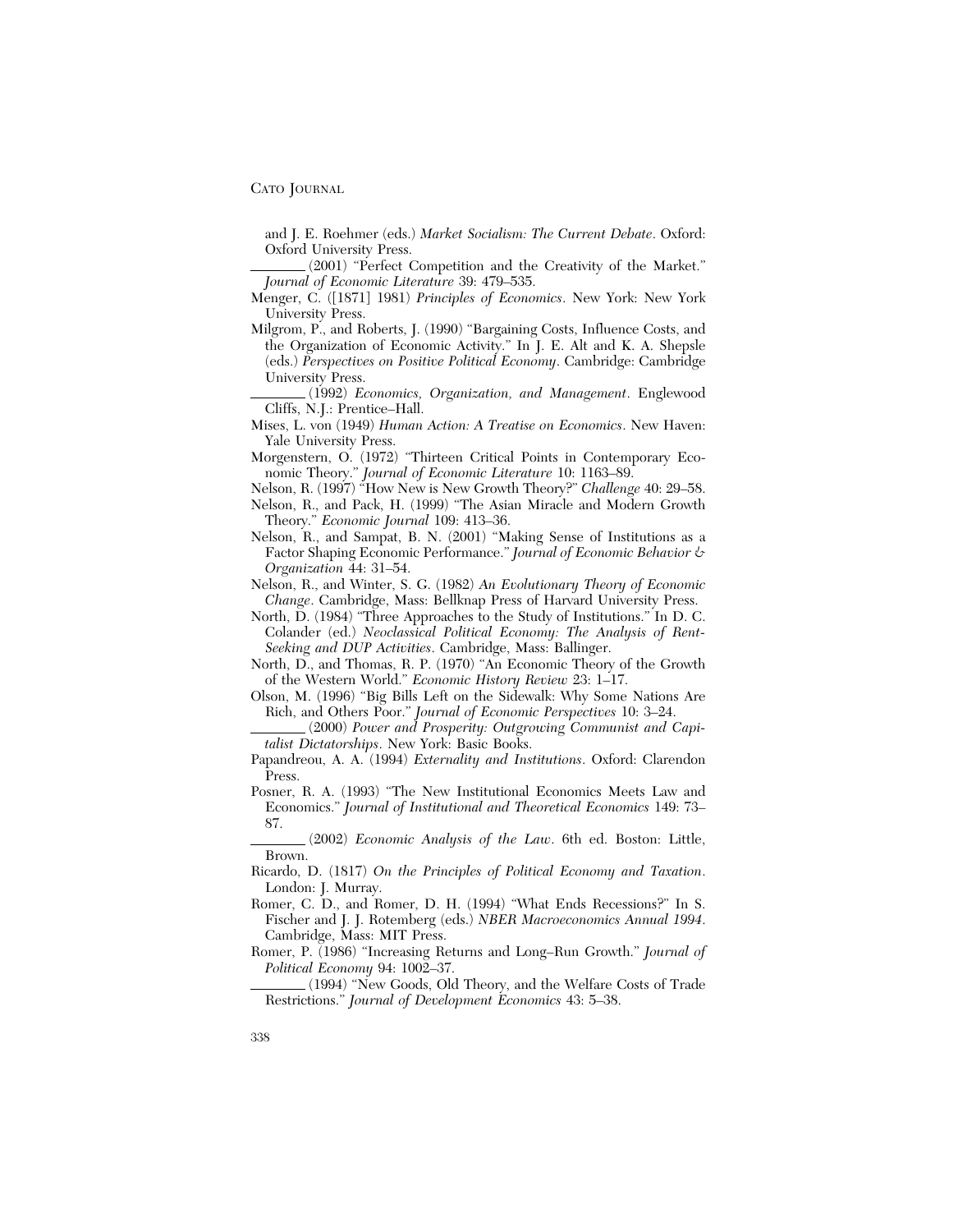and J. E. Roehmer (eds.) *Market Socialism: The Current Debate*. Oxford: Oxford University Press.

________ (2001) "Perfect Competition and the Creativity of the Market." *Journal of Economic Literature* 39: 479–535.

Menger, C. ([1871] 1981) *Principles of Economics*. New York: New York University Press.

Milgrom, P., and Roberts, J. (1990) "Bargaining Costs, Influence Costs, and the Organization of Economic Activity." In J. E. Alt and K. A. Shepsle (eds.) *Perspectives on Positive Political Economy*. Cambridge: Cambridge University Press.

________ (1992) *Economics, Organization, and Management*. Englewood Cliffs, N.J.: Prentice–Hall.

Mises, L. von (1949) *Human Action: A Treatise on Economics*. New Haven: Yale University Press.

Morgenstern, O. (1972) "Thirteen Critical Points in Contemporary Economic Theory." *Journal of Economic Literature* 10: 1163–89.

Nelson, R. (1997) "How New is New Growth Theory?" *Challenge* 40: 29–58.

Nelson, R., and Pack, H. (1999) "The Asian Miracle and Modern Growth Theory." *Economic Journal* 109: 413–36.

Nelson, R., and Sampat, B. N. (2001) "Making Sense of Institutions as a Factor Shaping Economic Performance." *Journal of Economic Behavior & Organization* 44: 31–54.

Nelson, R., and Winter, S. G. (1982) *An Evolutionary Theory of Economic Change*. Cambridge, Mass: Bellknap Press of Harvard University Press.

North, D. (1984) "Three Approaches to the Study of Institutions." In D. C. Colander (ed.) *Neoclassical Political Economy: The Analysis of Rent-Seeking and DUP Activities*. Cambridge, Mass: Ballinger.

North, D., and Thomas, R. P. (1970) "An Economic Theory of the Growth of the Western World." *Economic History Review* 23: 1–17.

Olson, M. (1996) "Big Bills Left on the Sidewalk: Why Some Nations Are Rich, and Others Poor." *Journal of Economic Perspectives* 10: 3–24.

________ (2000) *Power and Prosperity: Outgrowing Communist and Capitalist Dictatorships*. New York: Basic Books.

Papandreou, A. A. (1994) *Externality and Institutions*. Oxford: Clarendon Press.

Posner, R. A. (1993) "The New Institutional Economics Meets Law and Economics." *Journal of Institutional and Theoretical Economics* 149: 73–87.

________ (2002) *Economic Analysis of the Law*. 6th ed. Boston: Little, Brown.

Ricardo, D. (1817) *On the Principles of Political Economy and Taxation*. London: J. Murray.

Romer, C. D., and Romer, D. H. (1994) "What Ends Recessions?" In S. Fischer and J. J. Rotemberg (eds.) *NBER Macroeconomics Annual 1994*. Cambridge, Mass: MIT Press.

Romer, P. (1986) "Increasing Returns and Long–Run Growth." *Journal of Political Economy* 94: 1002–37.

________ (1994) "New Goods, Old Theory, and the Welfare Costs of Trade Restrictions." *Journal of Development Economics* 43: 5–38.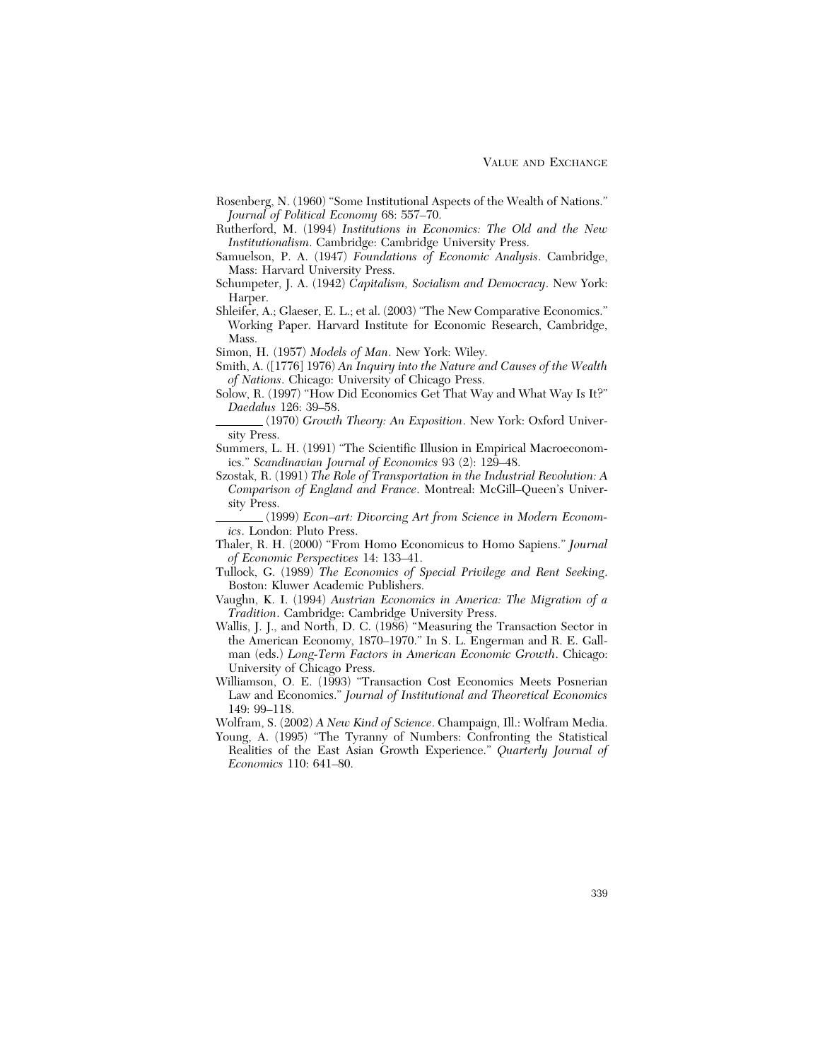Rosenberg, N. (1960) "Some Institutional Aspects of the Wealth of Nations." *Journal of Political Economy* 68: 557–70.

Rutherford, M. (1994) *Institutions in Economics: The Old and the New Institutionalism*. Cambridge: Cambridge University Press.

Samuelson, P. A. (1947) *Foundations of Economic Analysis*. Cambridge, Mass: Harvard University Press.

Schumpeter, J. A. (1942) *Capitalism, Socialism and Democracy*. New York: Harper.

Shleifer, A.; Glaeser, E. L.; et al. (2003) "The New Comparative Economics." Working Paper. Harvard Institute for Economic Research, Cambridge, Mass.

Simon, H. (1957) *Models of Man*. New York: Wiley.

Smith, A. ([1776] 1976) *An Inquiry into the Nature and Causes of the Wealth of Nations*. Chicago: University of Chicago Press.

Solow, R. (1997) "How Did Economics Get That Way and What Way Is It?" *Daedalus* 126: 39–58.

\_\_\_\_\_\_\_\_ (1970) *Growth Theory: An Exposition*. New York: Oxford University Press.

Summers, L. H. (1991) "The Scientific Illusion in Empirical Macroeconomics." *Scandinavian Journal of Economics* 93 (2): 129–48.

Szostak, R. (1991) *The Role of Transportation in the Industrial Revolution: A Comparison of England and France*. Montreal: McGill–Queen's University Press.

\_\_\_\_\_\_\_\_ (1999) *Econ–art: Divorcing Art from Science in Modern Economics*. London: Pluto Press.

Thaler, R. H. (2000) "From Homo Economicus to Homo Sapiens." *Journal of Economic Perspectives* 14: 133–41.

Tullock, G. (1989) *The Economics of Special Privilege and Rent Seeking*. Boston: Kluwer Academic Publishers.

Vaughn, K. I. (1994) *Austrian Economics in America: The Migration of a Tradition*. Cambridge: Cambridge University Press.

Wallis, J. J., and North, D. C. (1986) "Measuring the Transaction Sector in the American Economy, 1870–1970." In S. L. Engerman and R. E. Gallman (eds.) *Long-Term Factors in American Economic Growth*. Chicago: University of Chicago Press.

Williamson, O. E. (1993) "Transaction Cost Economics Meets Posnerian Law and Economics." *Journal of Institutional and Theoretical Economics* 149: 99–118.

Wolfram, S. (2002) *A New Kind of Science*. Champaign, Ill.: Wolfram Media.

Young, A. (1995) "The Tyranny of Numbers: Confronting the Statistical Realities of the East Asian Growth Experience." *Quarterly Journal of Economics* 110: 641–80.